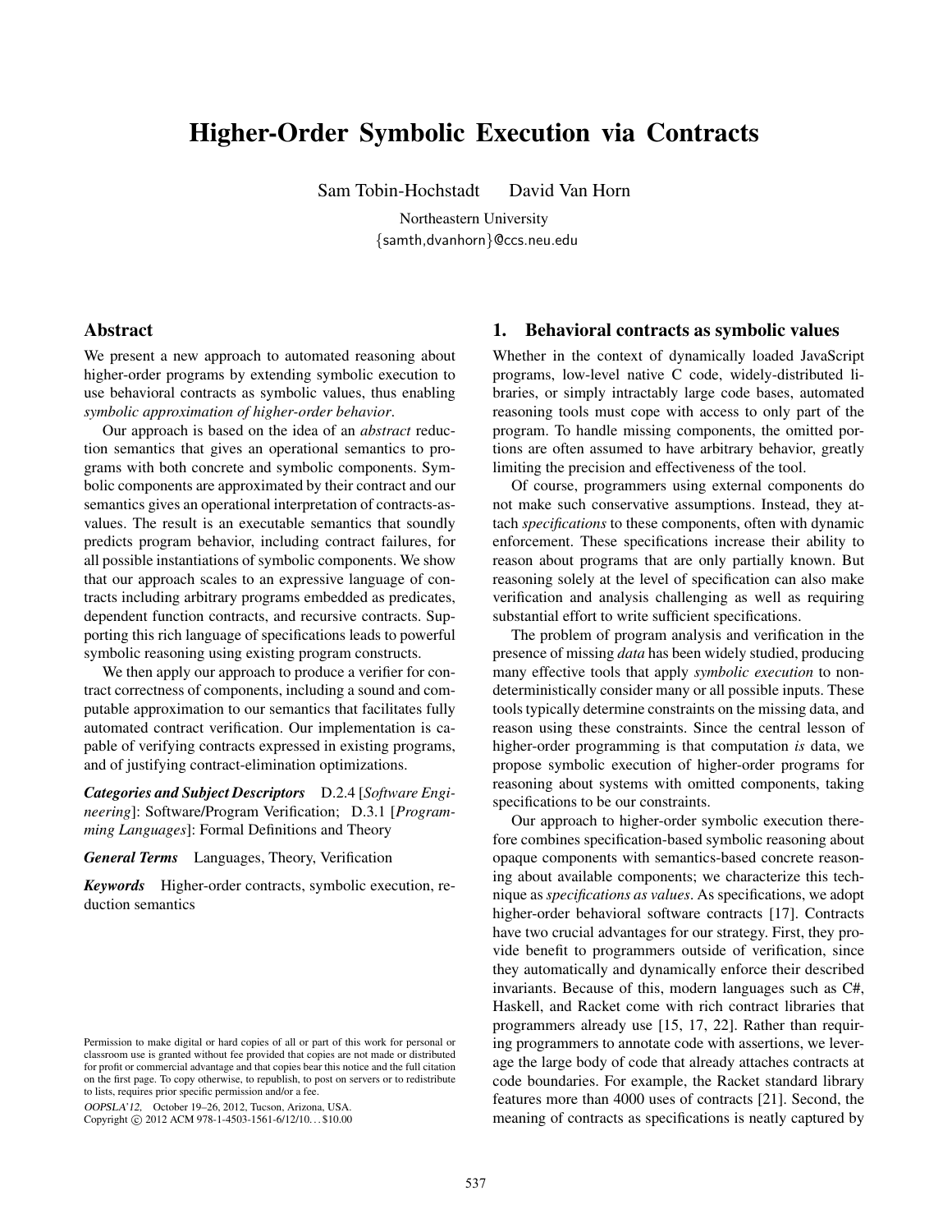# Higher-Order Symbolic Execution via Contracts

Sam Tobin-Hochstadt David Van Horn

Northeastern University
{samth,dvanhorn}@ccs.neu.edu

## Abstract

We present a new approach to automated reasoning about higher-order programs by extending symbolic execution to use behavioral contracts as symbolic values, thus enabling *symbolic approximation of higher-order behavior*.

Our approach is based on the idea of an *abstract* reduction semantics that gives an operational semantics to programs with both concrete and symbolic components. Symbolic components are approximated by their contract and our semantics gives an operational interpretation of contracts-as-values. The result is an executable semantics that soundly predicts program behavior, including contract failures, for all possible instantiations of symbolic components. We show that our approach scales to an expressive language of contracts including arbitrary programs embedded as predicates, dependent function contracts, and recursive contracts. Supporting this rich language of specifications leads to powerful symbolic reasoning using existing program constructs.

We then apply our approach to produce a verifier for contract correctness of components, including a sound and computable approximation to our semantics that facilitates fully automated contract verification. Our implementation is capable of verifying contracts expressed in existing programs, and of justifying contract-elimination optimizations.

***Categories and Subject Descriptors*** D.2.4 [*Software Engineering*]: Software/Program Verification; D.3.1 [*Programming Languages*]: Formal Definitions and Theory

***General Terms*** Languages, Theory, Verification

***Keywords*** Higher-order contracts, symbolic execution, reduction semantics

Permission to make digital or hard copies of all or part of this work for personal or classroom use is granted without fee provided that copies are not made or distributed for profit or commercial advantage and that copies bear this notice and the full citation on the first page. To copy otherwise, to republish, to post on servers or to redistribute to lists, requires prior specific permission and/or a fee.

*OOPSLA'12,* October 19–26, 2012, Tucson, Arizona, USA.
Copyright © 2012 ACM 978-1-4503-1561-6/12/10...$10.00

## 1. Behavioral contracts as symbolic values

Whether in the context of dynamically loaded JavaScript programs, low-level native C code, widely-distributed libraries, or simply intractably large code bases, automated reasoning tools must cope with access to only part of the program. To handle missing components, the omitted portions are often assumed to have arbitrary behavior, greatly limiting the precision and effectiveness of the tool.

Of course, programmers using external components do not make such conservative assumptions. Instead, they attach *specifications* to these components, often with dynamic enforcement. These specifications increase their ability to reason about programs that are only partially known. But reasoning solely at the level of specification can also make verification and analysis challenging as well as requiring substantial effort to write sufficient specifications.

The problem of program analysis and verification in the presence of missing *data* has been widely studied, producing many effective tools that apply *symbolic execution* to non-deterministically consider many or all possible inputs. These tools typically determine constraints on the missing data, and reason using these constraints. Since the central lesson of higher-order programming is that computation *is* data, we propose symbolic execution of higher-order programs for reasoning about systems with omitted components, taking specifications to be our constraints.

Our approach to higher-order symbolic execution therefore combines specification-based symbolic reasoning about opaque components with semantics-based concrete reasoning about available components; we characterize this technique as *specifications as values*. As specifications, we adopt higher-order behavioral software contracts [17]. Contracts have two crucial advantages for our strategy. First, they provide benefit to programmers outside of verification, since they automatically and dynamically enforce their described invariants. Because of this, modern languages such as C#, Haskell, and Racket come with rich contract libraries that programmers already use [15, 17, 22]. Rather than requiring programmers to annotate code with assertions, we leverage the large body of code that already attaches contracts at code boundaries. For example, the Racket standard library features more than 4000 uses of contracts [21]. Second, the meaning of contracts as specifications is neatly captured by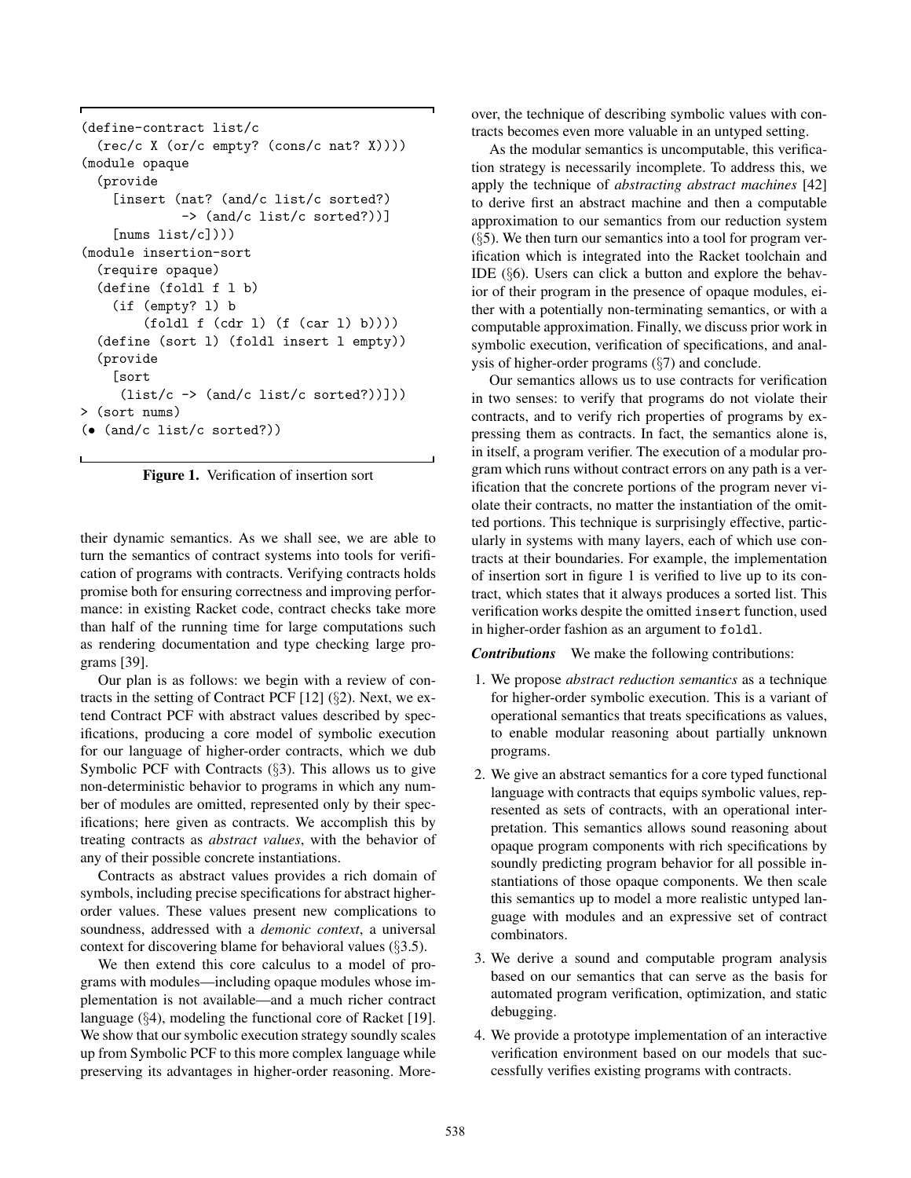```
(define-contract list/c
  (rec/c X (or/c empty? (cons/c nat? X))))
(module opaque
  (provide
    [insert (nat? (and/c list/c sorted?)
             -> (and/c list/c sorted?))]
    [nums list/c]))
(module insertion-sort
  (require opaque)
  (define (foldl f l b)
    (if (empty? l) b
        (foldl f (cdr l) (f (car l) b))))
  (define (sort l) (foldl insert l empty))
  (provide
    [sort
     (list/c -> (and/c list/c sorted?))]))
> (sort nums)
(• (and/c list/c sorted?))
```

**Figure 1.** Verification of insertion sort

their dynamic semantics. As we shall see, we are able to turn the semantics of contract systems into tools for verification of programs with contracts. Verifying contracts holds promise both for ensuring correctness and improving performance: in existing Racket code, contract checks take more than half of the running time for large computations such as rendering documentation and type checking large programs [39].

Our plan is as follows: we begin with a review of contracts in the setting of Contract PCF [12] (§2). Next, we extend Contract PCF with abstract values described by specifications, producing a core model of symbolic execution for our language of higher-order contracts, which we dub Symbolic PCF with Contracts (§3). This allows us to give non-deterministic behavior to programs in which any number of modules are omitted, represented only by their specifications; here given as contracts. We accomplish this by treating contracts as *abstract values*, with the behavior of any of their possible concrete instantiations.

Contracts as abstract values provides a rich domain of symbols, including precise specifications for abstract higher-order values. These values present new complications to soundness, addressed with a *demonic context*, a universal context for discovering blame for behavioral values (§3.5).

We then extend this core calculus to a model of programs with modules—including opaque modules whose implementation is not available—and a much richer contract language (§4), modeling the functional core of Racket [19]. We show that our symbolic execution strategy soundly scales up from Symbolic PCF to this more complex language while preserving its advantages in higher-order reasoning. Moreover, the technique of describing symbolic values with contracts becomes even more valuable in an untyped setting.

As the modular semantics is uncomputable, this verification strategy is necessarily incomplete. To address this, we apply the technique of *abstracting abstract machines* [42] to derive first an abstract machine and then a computable approximation to our semantics from our reduction system (§5). We then turn our semantics into a tool for program verification which is integrated into the Racket toolchain and IDE (§6). Users can click a button and explore the behavior of their program in the presence of opaque modules, either with a potentially non-terminating semantics, or with a computable approximation. Finally, we discuss prior work in symbolic execution, verification of specifications, and analysis of higher-order programs (§7) and conclude.

Our semantics allows us to use contracts for verification in two senses: to verify that programs do not violate their contracts, and to verify rich properties of programs by expressing them as contracts. In fact, the semantics alone is, in itself, a program verifier. The execution of a modular program which runs without contract errors on any path is a verification that the concrete portions of the program never violate their contracts, no matter the instantiation of the omitted portions. This technique is surprisingly effective, particularly in systems with many layers, each of which use contracts at their boundaries. For example, the implementation of insertion sort in figure 1 is verified to live up to its contract, which states that it always produces a sorted list. This verification works despite the omitted `insert` function, used in higher-order fashion as an argument to `foldl`.

***Contributions*** We make the following contributions:

1. We propose *abstract reduction semantics* as a technique for higher-order symbolic execution. This is a variant of operational semantics that treats specifications as values, to enable modular reasoning about partially unknown programs.
2. We give an abstract semantics for a core typed functional language with contracts that equips symbolic values, represented as sets of contracts, with an operational interpretation. This semantics allows sound reasoning about opaque program components with rich specifications by soundly predicting program behavior for all possible instantiations of those opaque components. We then scale this semantics up to model a more realistic untyped language with modules and an expressive set of contract combinators.
3. We derive a sound and computable program analysis based on our semantics that can serve as the basis for automated program verification, optimization, and static debugging.
4. We provide a prototype implementation of an interactive verification environment based on our models that successfully verifies existing programs with contracts.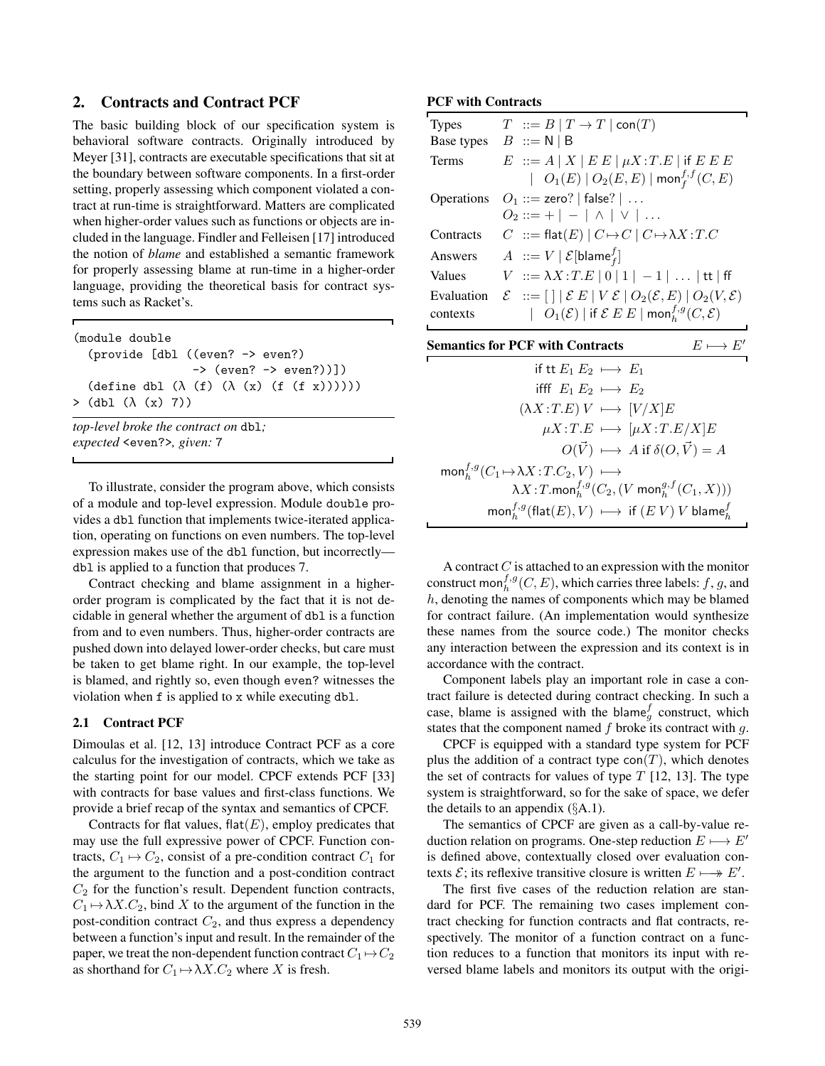## 2. Contracts and Contract PCF

The basic building block of our specification system is behavioral software contracts. Originally introduced by Meyer [31], contracts are executable specifications that sit at the boundary between software components. In a first-order setting, properly assessing which component violated a contract at run-time is straightforward. Matters are complicated when higher-order values such as functions or objects are included in the language. Findler and Felleisen [17] introduced the notion of *blame* and established a semantic framework for properly assessing blame at run-time in a higher-order language, providing the theoretical basis for contract systems such as Racket's.

```
(module double
  (provide [dbl ((even? -> even?)
                 -> (even? -> even?))])
  (define dbl (λ (f) (λ (x) (f (f x))))))
> (dbl (λ (x) 7))
```

*top-level broke the contract on* `dbl`*;*
*expected* `<even?>`*, given:* `7`

To illustrate, consider the program above, which consists of a module and top-level expression. Module `double` provides a `dbl` function that implements twice-iterated application, operating on functions on even numbers. The top-level expression makes use of the `dbl` function, but incorrectly—`dbl` is applied to a function that produces 7.

Contract checking and blame assignment in a higher-order program is complicated by the fact that it is not decidable in general whether the argument of `dbl` is a function from and to even numbers. Thus, higher-order contracts are pushed down into delayed lower-order checks, but care must be taken to get blame right. In our example, the top-level is blamed, and rightly so, even though `even?` witnesses the violation when `f` is applied to `x` while executing `dbl`.

### 2.1 Contract PCF

Dimoulas et al. [12, 13] introduce Contract PCF as a core calculus for the investigation of contracts, which we take as the starting point for our model. CPCF extends PCF [33] with contracts for base values and first-class functions. We provide a brief recap of the syntax and semantics of CPCF.

Contracts for flat values, $\mathsf{flat}(E)$, employ predicates that may use the full expressive power of CPCF. Function contracts, $C_1 \mapsto C_2$, consist of a pre-condition contract $C_1$ for the argument to the function and a post-condition contract $C_2$ for the function's result. Dependent function contracts, $C_1 \mapsto \lambda X.C_2$, bind $X$ to the argument of the function in the post-condition contract $C_2$, and thus express a dependency between a function's input and result. In the remainder of the paper, we treat the non-dependent function contract $C_1 \mapsto C_2$ as shorthand for $C_1 \mapsto \lambda X.C_2$ where $X$ is fresh.

**PCF with Contracts**

| | |
|---|---|
| Types | $T ::= B \mid T \to T \mid \mathsf{con}(T)$ |
| Base types | $B ::= \mathsf{N} \mid \mathsf{B}$ |
| Terms | $E ::= A \mid X \mid E\ E \mid \mu X{:}T.E \mid \mathsf{if}\ E\ E\ E \mid O_1(E) \mid O_2(E,E) \mid \mathsf{mon}^{f,f}_{f}(C,E)$ |
| Operations | $O_1 ::= \mathsf{zero?} \mid \mathsf{false?} \mid \ldots$ <br> $O_2 ::= + \mid - \mid \wedge \mid \vee \mid \ldots$ |
| Contracts | $C ::= \mathsf{flat}(E) \mid C \mapsto C \mid C \mapsto \lambda X{:}T.C$ |
| Answers | $A ::= V \mid \mathcal{E}[\mathsf{blame}^{f}_{f}]$ |
| Values | $V ::= \lambda X{:}T.E \mid 0 \mid 1 \mid -1 \mid \ldots \mid \mathsf{tt} \mid \mathsf{ff}$ |
| Evaluation contexts | $\mathcal{E} ::= [\,] \mid \mathcal{E}\ E \mid V\ \mathcal{E} \mid O_2(\mathcal{E},E) \mid O_2(V,\mathcal{E}) \mid O_1(\mathcal{E}) \mid \mathsf{if}\ \mathcal{E}\ E\ E \mid \mathsf{mon}^{f,g}_{h}(C,\mathcal{E})$ |

**Semantics for PCF with Contracts** $\quad E \longmapsto E'$

$$
\begin{aligned}
\mathsf{if}\ \mathsf{tt}\ E_1\ E_2 &\longmapsto E_1 \\
\mathsf{ifff}\ \ E_1\ E_2 &\longmapsto E_2 \\
(\lambda X{:}T.E)\ V &\longmapsto [V/X]E \\
\mu X{:}T.E &\longmapsto [\mu X{:}T.E/X]E \\
O(\vec{V}) &\longmapsto A \text{ if } \delta(O,\vec{V}) = A \\
\mathsf{mon}^{f,g}_{h}(C_1 \mapsto \lambda X{:}T.C_2, V) &\longmapsto \\
&\lambda X{:}T.\mathsf{mon}^{f,g}_{h}(C_2,(V\ \mathsf{mon}^{g,f}_{h}(C_1,X))) \\
\mathsf{mon}^{f,g}_{h}(\mathsf{flat}(E),V) &\longmapsto \mathsf{if}\ (E\ V)\ V\ \mathsf{blame}^{f}_{h}
\end{aligned}
$$

A contract $C$ is attached to an expression with the monitor construct $\mathsf{mon}^{f,g}_{h}(C,E)$, which carries three labels: $f$, $g$, and $h$, denoting the names of components which may be blamed for contract failure. (An implementation would synthesize these names from the source code.) The monitor checks any interaction between the expression and its context is in accordance with the contract.

Component labels play an important role in case a contract failure is detected during contract checking. In such a case, blame is assigned with the $\mathsf{blame}^{f}_{g}$ construct, which states that the component named $f$ broke its contract with $g$.

CPCF is equipped with a standard type system for PCF plus the addition of a contract type $\mathsf{con}(T)$, which denotes the set of contracts for values of type $T$ [12, 13]. The type system is straightforward, so for the sake of space, we defer the details to an appendix (§A.1).

The semantics of CPCF are given as a call-by-value reduction relation on programs. One-step reduction $E \longmapsto E'$ is defined above, contextually closed over evaluation contexts $\mathcal{E}$; its reflexive transitive closure is written $E \longmapsto\!\!\!\!\rightarrow E'$.

The first five cases of the reduction relation are standard for PCF. The remaining two cases implement contract checking for function contracts and flat contracts, respectively. The monitor of a function contract on a function reduces to a function that monitors its input with reversed blame labels and monitors its output with the origi-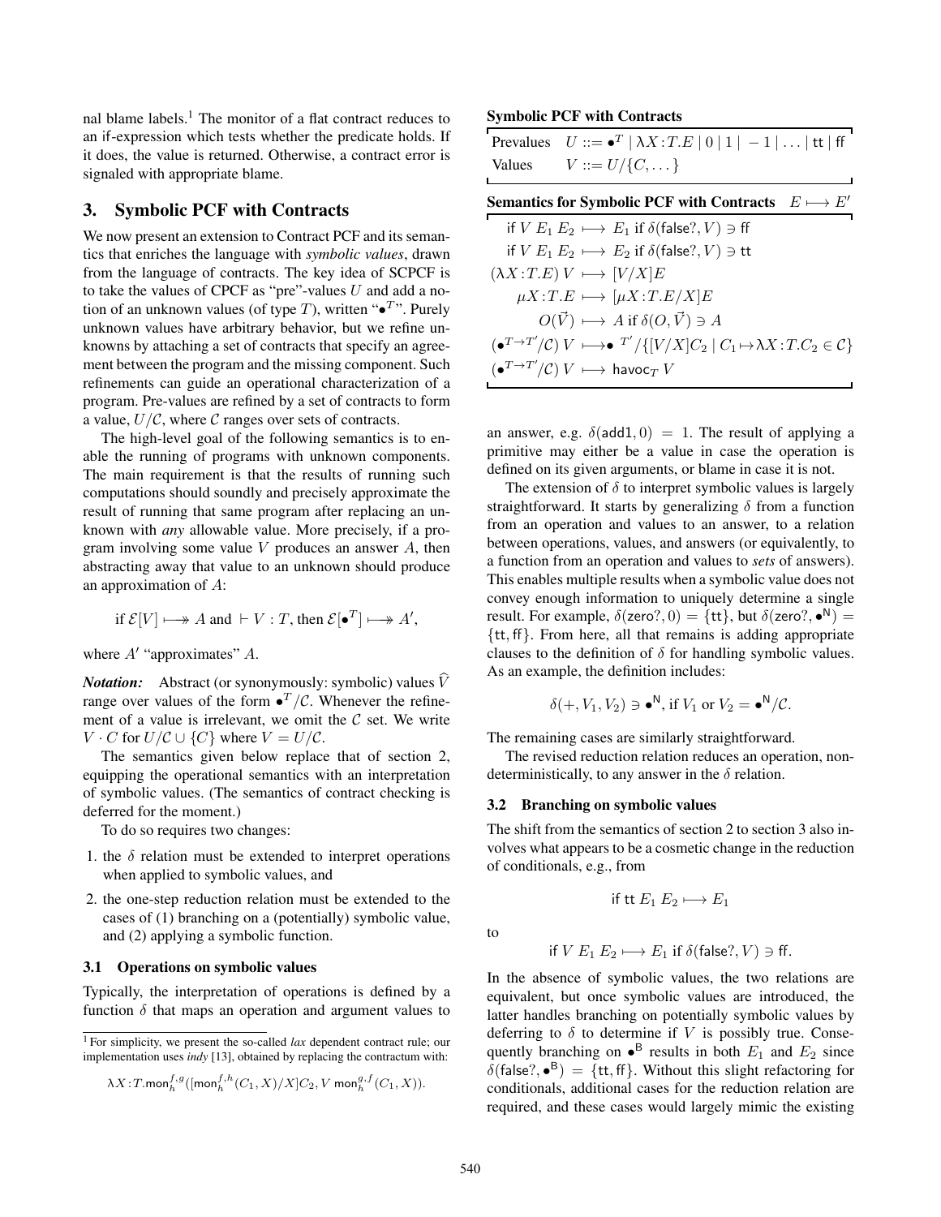nal blame labels.[1] The monitor of a flat contract reduces to an if-expression which tests whether the predicate holds. If it does, the value is returned. Otherwise, a contract error is signaled with appropriate blame.

## 3. Symbolic PCF with Contracts

We now present an extension to Contract PCF and its semantics that enriches the language with *symbolic values*, drawn from the language of contracts. The key idea of SCPCF is to take the values of CPCF as "pre"-values $U$ and add a notion of an unknown values (of type $T$), written "$\bullet^T$". Purely unknown values have arbitrary behavior, but we refine unknowns by attaching a set of contracts that specify an agreement between the program and the missing component. Such refinements can guide an operational characterization of a program. Pre-values are refined by a set of contracts to form a value, $U/\mathcal{C}$, where $\mathcal{C}$ ranges over sets of contracts.

The high-level goal of the following semantics is to enable the running of programs with unknown components. The main requirement is that the results of running such computations should soundly and precisely approximate the result of running that same program after replacing an unknown with *any* allowable value. More precisely, if a program involving some value $V$ produces an answer $A$, then abstracting away that value to an unknown should produce an approximation of $A$:

$$\text{if } \mathcal{E}[V] \longmapsto\!\!\!\!\!\rightarrow A \text{ and } \vdash V : T, \text{ then } \mathcal{E}[\bullet^T] \longmapsto\!\!\!\!\!\rightarrow A',$$

where $A'$ "approximates" $A$.

***Notation:*** Abstract (or synonymously: symbolic) values $\widehat{V}$ range over values of the form $\bullet^T/\mathcal{C}$. Whenever the refinement of a value is irrelevant, we omit the $\mathcal{C}$ set. We write $V \cdot C$ for $U/\mathcal{C} \cup \{C\}$ where $V = U/\mathcal{C}$.

The semantics given below replace that of section 2, equipping the operational semantics with an interpretation of symbolic values. (The semantics of contract checking is deferred for the moment.)

To do so requires two changes:

1. the $\delta$ relation must be extended to interpret operations when applied to symbolic values, and
2. the one-step reduction relation must be extended to the cases of (1) branching on a (potentially) symbolic value, and (2) applying a symbolic function.

### 3.1 Operations on symbolic values

Typically, the interpretation of operations is defined by a function $\delta$ that maps an operation and argument values to an answer, e.g. $\delta(\mathsf{add1}, 0) = 1$. The result of applying a primitive may either be a value in case the operation is defined on its given arguments, or blame in case it is not.

The extension of $\delta$ to interpret symbolic values is largely straightforward. It starts by generalizing $\delta$ from a function from an operation and values to an answer, to a relation between operations, values, and answers (or equivalently, to a function from an operation and values to *sets* of answers). This enables multiple results when a symbolic value does not convey enough information to uniquely determine a single result. For example, $\delta(\mathsf{zero?}, 0) = \{\mathsf{tt}\}$, but $\delta(\mathsf{zero?}, \bullet^{\mathsf{N}}) = \{\mathsf{tt}, \mathsf{ff}\}$. From here, all that remains is adding appropriate clauses to the definition of $\delta$ for handling symbolic values. As an example, the definition includes:

$$\delta(+, V_1, V_2) \ni \bullet^{\mathsf{N}}, \text{ if } V_1 \text{ or } V_2 = \bullet^{\mathsf{N}}/\mathcal{C}.$$

The remaining cases are similarly straightforward.

The revised reduction relation reduces an operation, nondeterministically, to any answer in the $\delta$ relation.

**Symbolic PCF with Contracts**

$$\begin{array}{ll} \text{Prevalues} & U ::= \bullet^T \mid \lambda X\!:\!T.E \mid 0 \mid 1 \mid -1 \mid \ldots \mid \mathsf{tt} \mid \mathsf{ff} \\ \text{Values} & V ::= U/\{C, \ldots\} \end{array}$$

**Semantics for Symbolic PCF with Contracts** $\quad E \longmapsto E'$

$$\begin{array}{rcl} \mathsf{if}\ V\ E_1\ E_2 & \longmapsto & E_1 \text{ if } \delta(\mathsf{false?}, V) \ni \mathsf{ff} \\ \mathsf{if}\ V\ E_1\ E_2 & \longmapsto & E_2 \text{ if } \delta(\mathsf{false?}, V) \ni \mathsf{tt} \\ (\lambda X\!:\!T.E)\ V & \longmapsto & [V/X]E \\ \mu X\!:\!T.E & \longmapsto & [\mu X\!:\!T.E/X]E \\ O(\vec{V}) & \longmapsto & A \text{ if } \delta(O, \vec{V}) \ni A \\ (\bullet^{T \to T'}/\mathcal{C})\ V & \longmapsto & \bullet^{T'}/\{[V/X]C_2 \mid C_1 \mapsto \lambda X\!:\!T.C_2 \in \mathcal{C}\} \\ (\bullet^{T \to T'}/\mathcal{C})\ V & \longmapsto & \mathsf{havoc}_T\ V \end{array}$$

### 3.2 Branching on symbolic values

The shift from the semantics of section 2 to section 3 also involves what appears to be a cosmetic change in the reduction of conditionals, e.g., from

$$\mathsf{if}\ \mathsf{tt}\ E_1\ E_2 \longmapsto E_1$$

to

$$\mathsf{if}\ V\ E_1\ E_2 \longmapsto E_1 \text{ if } \delta(\mathsf{false?}, V) \ni \mathsf{ff}.$$

In the absence of symbolic values, the two relations are equivalent, but once symbolic values are introduced, the latter handles branching on potentially symbolic values by deferring to $\delta$ to determine if $V$ is possibly true. Consequently branching on $\bullet^{\mathsf{B}}$ results in both $E_1$ and $E_2$ since $\delta(\mathsf{false?}, \bullet^{\mathsf{B}}) = \{\mathsf{tt}, \mathsf{ff}\}$. Without this slight refactoring for conditionals, additional cases for the reduction relation are required, and these cases would largely mimic the existing

---

[1] For simplicity, we present the so-called *lax* dependent contract rule; our implementation uses *indy* [13], obtained by replacing the contractum with:

$$\lambda X\!:\!T.\mathsf{mon}_h^{f,g}([\mathsf{mon}_h^{f,h}(C_1, X)/X]C_2, V\ \mathsf{mon}_h^{g,f}(C_1, X)).$$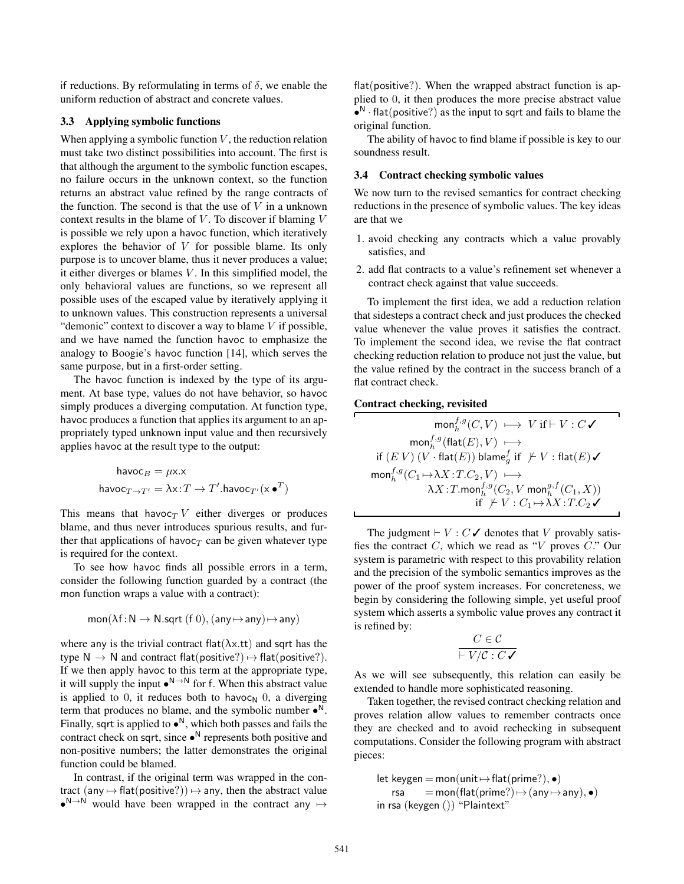if reductions. By reformulating in terms of $\delta$, we enable the uniform reduction of abstract and concrete values.

### 3.3 Applying symbolic functions

When applying a symbolic function $V$, the reduction relation must take two distinct possibilities into account. The first is that although the argument to the symbolic function escapes, no failure occurs in the unknown context, so the function returns an abstract value refined by the range contracts of the function. The second is that the use of $V$ in a unknown context results in the blame of $V$. To discover if blaming $V$ is possible we rely upon a havoc function, which iteratively explores the behavior of $V$ for possible blame. Its only purpose is to uncover blame, thus it never produces a value; it either diverges or blames $V$. In this simplified model, the only behavioral values are functions, so we represent all possible uses of the escaped value by iteratively applying it to unknown values. This construction represents a universal "demonic" context to discover a way to blame $V$ if possible, and we have named the function havoc to emphasize the analogy to Boogie's havoc function [14], which serves the same purpose, but in a first-order setting.

The havoc function is indexed by the type of its argument. At base type, values do not have behavior, so havoc simply produces a diverging computation. At function type, havoc produces a function that applies its argument to an appropriately typed unknown input value and then recursively applies havoc at the result type to the output:

$$\mathsf{havoc}_B = \mu \mathsf{x}.\mathsf{x}$$
$$\mathsf{havoc}_{T \to T'} = \lambda \mathsf{x}\!:\!T \to T'.\mathsf{havoc}_{T'}(\mathsf{x}\;\bullet^T)$$

This means that $\mathsf{havoc}_T\, V$ either diverges or produces blame, and thus never introduces spurious results, and further that applications of $\mathsf{havoc}_T$ can be given whatever type is required for the context.

To see how havoc finds all possible errors in a term, consider the following function guarded by a contract (the mon function wraps a value with a contract):

$$\mathsf{mon}(\lambda \mathsf{f}\!:\!\mathsf{N} \to \mathsf{N}.\mathsf{sqrt}\;(\mathsf{f}\;0), (\mathsf{any} \mapsto \mathsf{any}) \mapsto \mathsf{any})$$

where any is the trivial contract $\mathsf{flat}(\lambda \mathsf{x}.\mathsf{tt})$ and sqrt has the type $\mathsf{N} \to \mathsf{N}$ and contract $\mathsf{flat}(\mathsf{positive?}) \mapsto \mathsf{flat}(\mathsf{positive?})$. If we then apply havoc to this term at the appropriate type, it will supply the input $\bullet^{\mathsf{N} \to \mathsf{N}}$ for f. When this abstract value is applied to 0, it reduces both to $\mathsf{havoc}_\mathsf{N}\;0$, a diverging term that produces no blame, and the symbolic number $\bullet^\mathsf{N}$. Finally, sqrt is applied to $\bullet^\mathsf{N}$, which both passes and fails the contract check on sqrt, since $\bullet^\mathsf{N}$ represents both positive and non-positive numbers; the latter demonstrates the original function could be blamed.

In contrast, if the original term was wrapped in the contract $(\mathsf{any} \mapsto \mathsf{flat}(\mathsf{positive?})) \mapsto \mathsf{any}$, then the abstract value $\bullet^{\mathsf{N} \to \mathsf{N}}$ would have been wrapped in the contract $\mathsf{any} \mapsto \mathsf{flat}(\mathsf{positive?})$. When the wrapped abstract function is applied to 0, it then produces the more precise abstract value $\bullet^\mathsf{N} \cdot \mathsf{flat}(\mathsf{positive?})$ as the input to sqrt and fails to blame the original function.

The ability of havoc to find blame if possible is key to our soundness result.

### 3.4 Contract checking symbolic values

We now turn to the revised semantics for contract checking reductions in the presence of symbolic values. The key ideas are that we

1. avoid checking any contracts which a value provably satisfies, and
2. add flat contracts to a value's refinement set whenever a contract check against that value succeeds.

To implement the first idea, we add a reduction relation that sidesteps a contract check and just produces the checked value whenever the value proves it satisfies the contract. To implement the second idea, we revise the flat contract checking reduction relation to produce not just the value, but the value refined by the contract in the success branch of a flat contract check.

**Contract checking, revisited**

$$\mathsf{mon}_h^{f,g}(C, V) \longmapsto V \text{ if} \vdash V : C\,✓$$
$$\mathsf{mon}_h^{f,g}(\mathsf{flat}(E), V) \longmapsto$$
$$\mathsf{if}\;(E\;V)\;(V \cdot \mathsf{flat}(E))\;\mathsf{blame}_g^f \text{ if } \nvdash V : \mathsf{flat}(E)\,✓$$
$$\mathsf{mon}_h^{f,g}(C_1 \mapsto \lambda X\!:\!T.C_2, V) \longmapsto$$
$$\lambda X\!:\!T.\mathsf{mon}_h^{f,g}(C_2, V\;\mathsf{mon}_h^{g,f}(C_1, X))$$
$$\text{if } \nvdash V : C_1 \mapsto \lambda X\!:\!T.C_2\,✓$$

The judgment $\vdash V : C\,✓$ denotes that $V$ provably satisfies the contract $C$, which we read as "$V$ proves $C$." Our system is parametric with respect to this provability relation and the precision of the symbolic semantics improves as the power of the proof system increases. For concreteness, we begin by considering the following simple, yet useful proof system which asserts a symbolic value proves any contract it is refined by:

$$\frac{C \in \mathcal{C}}{\vdash V/\mathcal{C} : C\,✓}$$

As we will see subsequently, this relation can easily be extended to handle more sophisticated reasoning.

Taken together, the revised contract checking relation and proves relation allow values to remember contracts once they are checked and to avoid rechecking in subsequent computations. Consider the following program with abstract pieces:

```
let keygen = mon(unit ↦ flat(prime?), •)
    rsa    = mon(flat(prime?) ↦ (any ↦ any), •)
in rsa (keygen ()) "Plaintext"
```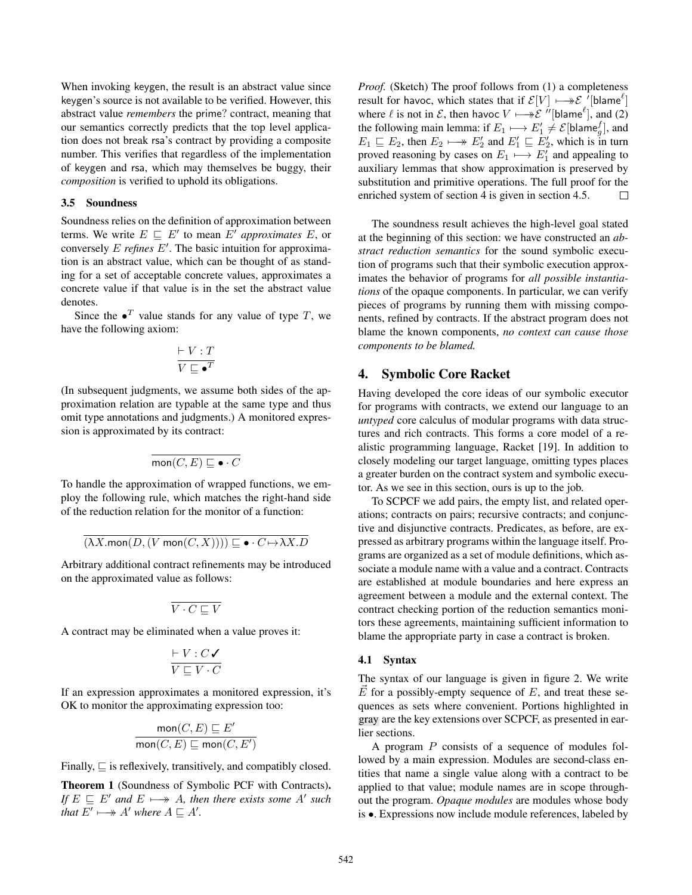When invoking keygen, the result is an abstract value since keygen's source is not available to be verified. However, this abstract value *remembers* the prime? contract, meaning that our semantics correctly predicts that the top level application does not break rsa's contract by providing a composite number. This verifies that regardless of the implementation of keygen and rsa, which may themselves be buggy, their *composition* is verified to uphold its obligations.

### 3.5 Soundness

Soundness relies on the definition of approximation between terms. We write $E \sqsubseteq E'$ to mean $E'$ *approximates* $E$, or conversely $E$ *refines* $E'$. The basic intuition for approximation is an abstract value, which can be thought of as standing for a set of acceptable concrete values, approximates a concrete value if that value is in the set the abstract value denotes.

Since the $\bullet^T$ value stands for any value of type $T$, we have the following axiom:

$$\frac{\vdash V : T}{V \sqsubseteq \bullet^T}$$

(In subsequent judgments, we assume both sides of the approximation relation are typable at the same type and thus omit type annotations and judgments.) A monitored expression is approximated by its contract:

$$\frac{}{\mathsf{mon}(C, E) \sqsubseteq \bullet \cdot C}$$

To handle the approximation of wrapped functions, we employ the following rule, which matches the right-hand side of the reduction relation for the monitor of a function:

$$\frac{}{(\lambda X.\mathsf{mon}(D, (V\ \mathsf{mon}(C, X)))) \sqsubseteq \bullet \cdot C {\mapsto} \lambda X.D}$$

Arbitrary additional contract refinements may be introduced on the approximated value as follows:

$$\frac{}{V \cdot C \sqsubseteq V}$$

A contract may be eliminated when a value proves it:

$$\frac{\vdash V : C\checkmark}{V \sqsubseteq V \cdot C}$$

If an expression approximates a monitored expression, it's OK to monitor the approximating expression too:

$$\frac{\mathsf{mon}(C, E) \sqsubseteq E'}{\mathsf{mon}(C, E) \sqsubseteq \mathsf{mon}(C, E')}$$

Finally, $\sqsubseteq$ is reflexively, transitively, and compatibly closed.

**Theorem 1** (Soundness of Symbolic PCF with Contracts)**.** *If $E \sqsubseteq E'$ and $E \longmapsto\!\!\!\!\!\rightarrow A$, then there exists some $A'$ such that $E' \longmapsto\!\!\!\!\!\rightarrow A'$ where $A \sqsubseteq A'$.*

*Proof.* (Sketch) The proof follows from (1) a completeness result for havoc, which states that if $\mathcal{E}[V] \longmapsto\!\!\!\!\!\rightarrow \mathcal{E}'[\mathsf{blame}^{\ell}]$ where $\ell$ is not in $\mathcal{E}$, then havoc $V \longmapsto\!\!\!\!\!\rightarrow \mathcal{E}''[\mathsf{blame}^{\ell}]$, and (2) the following main lemma: if $E_1 \longmapsto E_1' \neq \mathcal{E}[\mathsf{blame}^{f}_{g}]$, and $E_1 \sqsubseteq E_2$, then $E_2 \longmapsto\!\!\!\!\!\rightarrow E_2'$ and $E_1' \sqsubseteq E_2'$, which is in turn proved reasoning by cases on $E_1 \longmapsto E_1'$ and appealing to auxiliary lemmas that show approximation is preserved by substitution and primitive operations. The full proof for the enriched system of section 4 is given in section 4.5. □

The soundness result achieves the high-level goal stated at the beginning of this section: we have constructed an *abstract reduction semantics* for the sound symbolic execution of programs such that their symbolic execution approximates the behavior of programs for *all possible instantiations* of the opaque components. In particular, we can verify pieces of programs by running them with missing components, refined by contracts. If the abstract program does not blame the known components, *no context can cause those components to be blamed.*

## 4. Symbolic Core Racket

Having developed the core ideas of our symbolic executor for programs with contracts, we extend our language to an *untyped* core calculus of modular programs with data structures and rich contracts. This forms a core model of a realistic programming language, Racket [19]. In addition to closely modeling our target language, omitting types places a greater burden on the contract system and symbolic executor. As we see in this section, ours is up to the job.

To SCPCF we add pairs, the empty list, and related operations; contracts on pairs; recursive contracts; and conjunctive and disjunctive contracts. Predicates, as before, are expressed as arbitrary programs within the language itself. Programs are organized as a set of module definitions, which associate a module name with a value and a contract. Contracts are established at module boundaries and here express an agreement between a module and the external context. The contract checking portion of the reduction semantics monitors these agreements, maintaining sufficient information to blame the appropriate party in case a contract is broken.

### 4.1 Syntax

The syntax of our language is given in figure 2. We write $\vec{E}$ for a possibly-empty sequence of $E$, and treat these sequences as sets where convenient. Portions highlighted in gray are the key extensions over SCPCF, as presented in earlier sections.

A program $P$ consists of a sequence of modules followed by a main expression. Modules are second-class entities that name a single value along with a contract to be applied to that value; module names are in scope throughout the program. *Opaque modules* are modules whose body is $\bullet$. Expressions now include module references, labeled by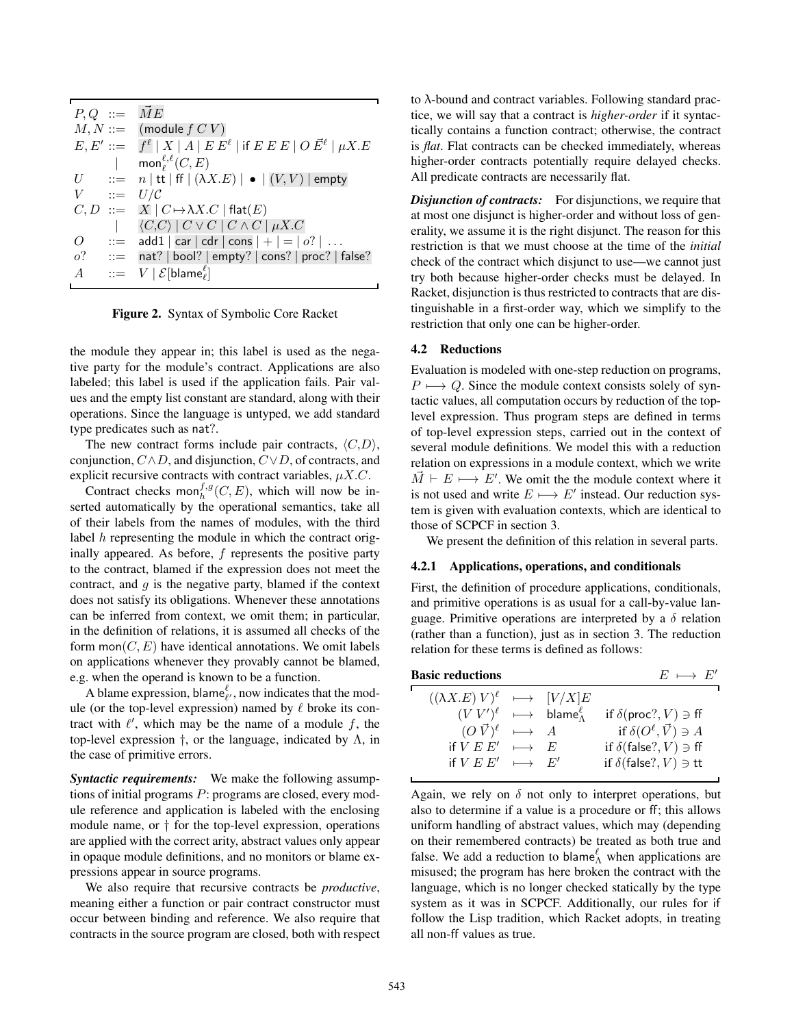$$
\begin{array}{lcl}
P, Q & ::= & \vec{M} E \\
M, N & ::= & (\mathsf{module}\ f\ C\ V) \\
E, E' & ::= & f^\ell \mid X \mid A \mid E\ E'^\ell \mid \mathsf{if}\ E\ E\ E \mid O\ \vec{E}^\ell \mid \mu X.E \\
& \mid & \mathsf{mon}_\ell^{\ell,\ell}(C, E) \\
U & ::= & n \mid \mathsf{tt} \mid \mathsf{ff} \mid (\lambda X.E) \mid \bullet \mid (V, V) \mid \mathsf{empty} \\
V & ::= & U/\mathcal{C} \\
C, D & ::= & X \mid C \mapsto \lambda X.C \mid \mathsf{flat}(E) \\
& \mid & \langle C, C \rangle \mid C \vee C \mid C \wedge C \mid \mu X.C \\
O & ::= & \mathsf{add1} \mid \mathsf{car} \mid \mathsf{cdr} \mid \mathsf{cons} \mid + \mid = \mid o? \mid \ldots \\
o? & ::= & \mathsf{nat?} \mid \mathsf{bool?} \mid \mathsf{empty?} \mid \mathsf{cons?} \mid \mathsf{proc?} \mid \mathsf{false?} \\
A & ::= & V \mid \mathcal{E}[\mathsf{blame}_\ell^\ell]
\end{array}
$$

**Figure 2.** Syntax of Symbolic Core Racket

the module they appear in; this label is used as the negative party for the module's contract. Applications are also labeled; this label is used if the application fails. Pair values and the empty list constant are standard, along with their operations. Since the language is untyped, we add standard type predicates such as nat?.

The new contract forms include pair contracts, $\langle C,D \rangle$, conjunction, $C \wedge D$, and disjunction, $C \vee D$, of contracts, and explicit recursive contracts with contract variables, $\mu X.C$.

Contract checks $\mathsf{mon}_h^{f,g}(C, E)$, which will now be inserted automatically by the operational semantics, take all of their labels from the names of modules, with the third label $h$ representing the module in which the contract originally appeared. As before, $f$ represents the positive party to the contract, blamed if the expression does not meet the contract, and $g$ is the negative party, blamed if the context does not satisfy its obligations. Whenever these annotations can be inferred from context, we omit them; in particular, in the definition of relations, it is assumed all checks of the form $\mathsf{mon}(C, E)$ have identical annotations. We omit labels on applications whenever they provably cannot be blamed, e.g. when the operand is known to be a function.

A blame expression, $\mathsf{blame}_{\ell'}^{\ell}$, now indicates that the module (or the top-level expression) named by $\ell$ broke its contract with $\ell'$, which may be the name of a module $f$, the top-level expression †, or the language, indicated by $\Lambda$, in the case of primitive errors.

***Syntactic requirements:*** We make the following assumptions of initial programs $P$: programs are closed, every module reference and application is labeled with the enclosing module name, or † for the top-level expression, operations are applied with the correct arity, abstract values only appear in opaque module definitions, and no monitors or blame expressions appear in source programs.

We also require that recursive contracts be *productive*, meaning either a function or pair contract constructor must occur between binding and reference. We also require that contracts in the source program are closed, both with respect to λ-bound and contract variables. Following standard practice, we will say that a contract is *higher-order* if it syntactically contains a function contract; otherwise, the contract is *flat*. Flat contracts can be checked immediately, whereas higher-order contracts potentially require delayed checks. All predicate contracts are necessarily flat.

***Disjunction of contracts:*** For disjunctions, we require that at most one disjunct is higher-order and without loss of generality, we assume it is the right disjunct. The reason for this restriction is that we must choose at the time of the *initial* check of the contract which disjunct to use—we cannot just try both because higher-order checks must be delayed. In Racket, disjunction is thus restricted to contracts that are distinguishable in a first-order way, which we simplify to the restriction that only one can be higher-order.

### 4.2 Reductions

Evaluation is modeled with one-step reduction on programs, $P \longmapsto Q$. Since the module context consists solely of syntactic values, all computation occurs by reduction of the top-level expression. Thus program steps are defined in terms of top-level expression steps, carried out in the context of several module definitions. We model this with a reduction relation on expressions in a module context, which we write $\vec{M} \vdash E \longmapsto E'$. We omit the the module context where it is not used and write $E \longmapsto E'$ instead. Our reduction system is given with evaluation contexts, which are identical to those of SCPCF in section 3.

We present the definition of this relation in several parts.

#### 4.2.1 Applications, operations, and conditionals

First, the definition of procedure applications, conditionals, and primitive operations is as usual for a call-by-value language. Primitive operations are interpreted by a $\delta$ relation (rather than a function), just as in section 3. The reduction relation for these terms is defined as follows:

**Basic reductions** $\qquad E \longmapsto E'$

$$
\begin{array}{rcll}
((\lambda X.E)\ V)^\ell & \longmapsto & [V/X]E & \\
(V\ V')^\ell & \longmapsto & \mathsf{blame}_\Lambda^\ell & \text{if } \delta(\mathsf{proc?}, V) \ni \mathsf{ff} \\
(O\ \vec{V})^\ell & \longmapsto & A & \text{if } \delta(O^\ell, \vec{V}) \ni A \\
\mathsf{if}\ V\ E\ E' & \longmapsto & E & \text{if } \delta(\mathsf{false?}, V) \ni \mathsf{ff} \\
\mathsf{if}\ V\ E\ E' & \longmapsto & E' & \text{if } \delta(\mathsf{false?}, V) \ni \mathsf{tt}
\end{array}
$$

Again, we rely on $\delta$ not only to interpret operations, but also to determine if a value is a procedure or ff; this allows uniform handling of abstract values, which may (depending on their remembered contracts) be treated as both true and false. We add a reduction to $\mathsf{blame}_\Lambda^\ell$ when applications are misused; the program has here broken the contract with the language, which is no longer checked statically by the type system as it was in SCPCF. Additionally, our rules for if follow the Lisp tradition, which Racket adopts, in treating all non-ff values as true.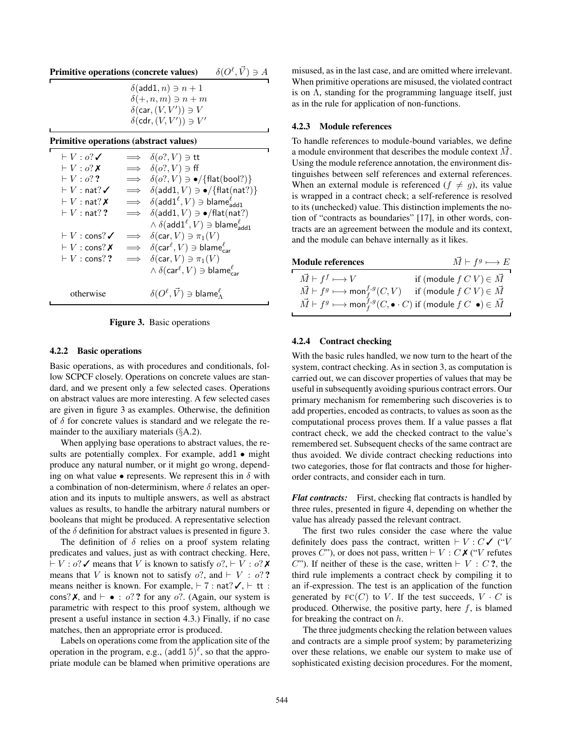**Primitive operations (concrete values)** $\delta(O^\ell, \vec{V}) \ni A$

$$\delta(\mathsf{add1}, n) \ni n+1$$
$$\delta(+, n, m) \ni n+m$$
$$\delta(\mathsf{car}, (V, V')) \ni V$$
$$\delta(\mathsf{cdr}, (V, V')) \ni V'$$

**Primitive operations (abstract values)**

| | | |
|---|---|---|
| $\vdash V : o? \checkmark$ | $\Longrightarrow$ | $\delta(o?, V) \ni \mathsf{tt}$ |
| $\vdash V : o? \text{✗}$ | $\Longrightarrow$ | $\delta(o?, V) \ni \mathsf{ff}$ |
| $\vdash V : o?\, \mathbf{?}$ | $\Longrightarrow$ | $\delta(o?, V) \ni \bullet/\{\mathsf{flat(bool?)}\}$ |
| $\vdash V : \mathsf{nat?} \checkmark$ | $\Longrightarrow$ | $\delta(\mathsf{add1}, V) \ni \bullet/\{\mathsf{flat(nat?)}\}$ |
| $\vdash V : \mathsf{nat?} \text{✗}$ | $\Longrightarrow$ | $\delta(\mathsf{add1}^\ell, V) \ni \mathsf{blame}^\ell_{\mathsf{add1}}$ |
| $\vdash V : \mathsf{nat?}\, \mathbf{?}$ | $\Longrightarrow$ | $\delta(\mathsf{add1}, V) \ni \bullet/\mathsf{flat(nat?)}$ $\wedge\, \delta(\mathsf{add1}^\ell, V) \ni \mathsf{blame}^\ell_{\mathsf{add1}}$ |
| $\vdash V : \mathsf{cons?} \checkmark$ | $\Longrightarrow$ | $\delta(\mathsf{car}, V) \ni \pi_1(V)$ |
| $\vdash V : \mathsf{cons?} \text{✗}$ | $\Longrightarrow$ | $\delta(\mathsf{car}^\ell, V) \ni \mathsf{blame}^\ell_{\mathsf{car}}$ |
| $\vdash V : \mathsf{cons?}\, \mathbf{?}$ | $\Longrightarrow$ | $\delta(\mathsf{car}, V) \ni \pi_1(V)$ $\wedge\, \delta(\mathsf{car}^\ell, V) \ni \mathsf{blame}^\ell_{\mathsf{car}}$ |
| otherwise | | $\delta(O^\ell, \vec{V}) \ni \mathsf{blame}^\ell_\Lambda$ |

**Figure 3.** Basic operations

### 4.2.2 Basic operations

Basic operations, as with procedures and conditionals, follow SCPCF closely. Operations on concrete values are standard, and we present only a few selected cases. Operations on abstract values are more interesting. A few selected cases are given in figure 3 as examples. Otherwise, the definition of $\delta$ for concrete values is standard and we relegate the remainder to the auxiliary materials (§A.2).

When applying base operations to abstract values, the results are potentially complex. For example, add1 $\bullet$ might produce any natural number, or it might go wrong, depending on what value $\bullet$ represents. We represent this in $\delta$ with a combination of non-determinism, where $\delta$ relates an operation and its inputs to multiple answers, as well as abstract values as results, to handle the arbitrary natural numbers or booleans that might be produced. A representative selection of the $\delta$ definition for abstract values is presented in figure 3.

The definition of $\delta$ relies on a proof system relating predicates and values, just as with contract checking. Here, $\vdash V : o? \checkmark$ means that $V$ is known to satisfy $o?$, $\vdash V : o? \text{✗}$ means that $V$ is known not to satisfy $o?$, and $\vdash V : o?\, \mathbf{?}$ means neither is known. For example, $\vdash 7 : \mathsf{nat?} \checkmark$, $\vdash \mathsf{tt} : \mathsf{cons?} \text{✗}$, and $\vdash \bullet : o?\, \mathbf{?}$ for any $o?$. (Again, our system is parametric with respect to this proof system, although we present a useful instance in section 4.3.) Finally, if no case matches, then an appropriate error is produced.

Labels on operations come from the application site of the operation in the program, e.g., $(\mathsf{add1}\ 5)^\ell$, so that the appropriate module can be blamed when primitive operations are misused, as in the last case, and are omitted where irrelevant. When primitive operations are misused, the violated contract is on $\Lambda$, standing for the programming language itself, just as in the rule for application of non-functions.

### 4.2.3 Module references

To handle references to module-bound variables, we define a module environment that describes the module context $\vec{M}$. Using the module reference annotation, the environment distinguishes between self references and external references. When an external module is referenced ($f \neq g$), its value is wrapped in a contract check; a self-reference is resolved to its (unchecked) value. This distinction implements the notion of "contracts as boundaries" [17], in other words, contracts are an agreement between the module and its context, and the module can behave internally as it likes.

**Module references** $\vec{M} \vdash f^g \longmapsto E$

| | |
|---|---|
| $\vec{M} \vdash f^f \longmapsto V$ | if (module $f$ $C$ $V$) $\in \vec{M}$ |
| $\vec{M} \vdash f^g \longmapsto \mathsf{mon}^{f,g}_f(C, V)$ | if (module $f$ $C$ $V$) $\in \vec{M}$ |
| $\vec{M} \vdash f^g \longmapsto \mathsf{mon}^{f,g}_f(C, \bullet \cdot C)$ | if (module $f$ $C$ $\bullet$) $\in \vec{M}$ |

### 4.2.4 Contract checking

With the basic rules handled, we now turn to the heart of the system, contract checking. As in section 3, as computation is carried out, we can discover properties of values that may be useful in subsequently avoiding spurious contract errors. Our primary mechanism for remembering such discoveries is to add properties, encoded as contracts, to values as soon as the computational process proves them. If a value passes a flat contract check, we add the checked contract to the value's remembered set. Subsequent checks of the same contract are thus avoided. We divide contract checking reductions into two categories, those for flat contracts and those for higher-order contracts, and consider each in turn.

***Flat contracts:*** First, checking flat contracts is handled by three rules, presented in figure 4, depending on whether the value has already passed the relevant contract.

The first two rules consider the case where the value definitely does pass the contract, written $\vdash V : C \checkmark$ ("$V$ proves $C$"), or does not pass, written $\vdash V : C \text{✗}$ ("$V$ refutes $C$"). If neither of these is the case, written $\vdash V : C\, \mathbf{?}$, the third rule implements a contract check by compiling it to an if-expression. The test is an application of the function generated by $\text{FC}(C)$ to $V$. If the test succeeds, $V \cdot C$ is produced. Otherwise, the positive party, here $f$, is blamed for breaking the contract on $h$.

The three judgments checking the relation between values and contracts are a simple proof system; by parameterizing over these relations, we enable our system to make use of sophisticated existing decision procedures. For the moment,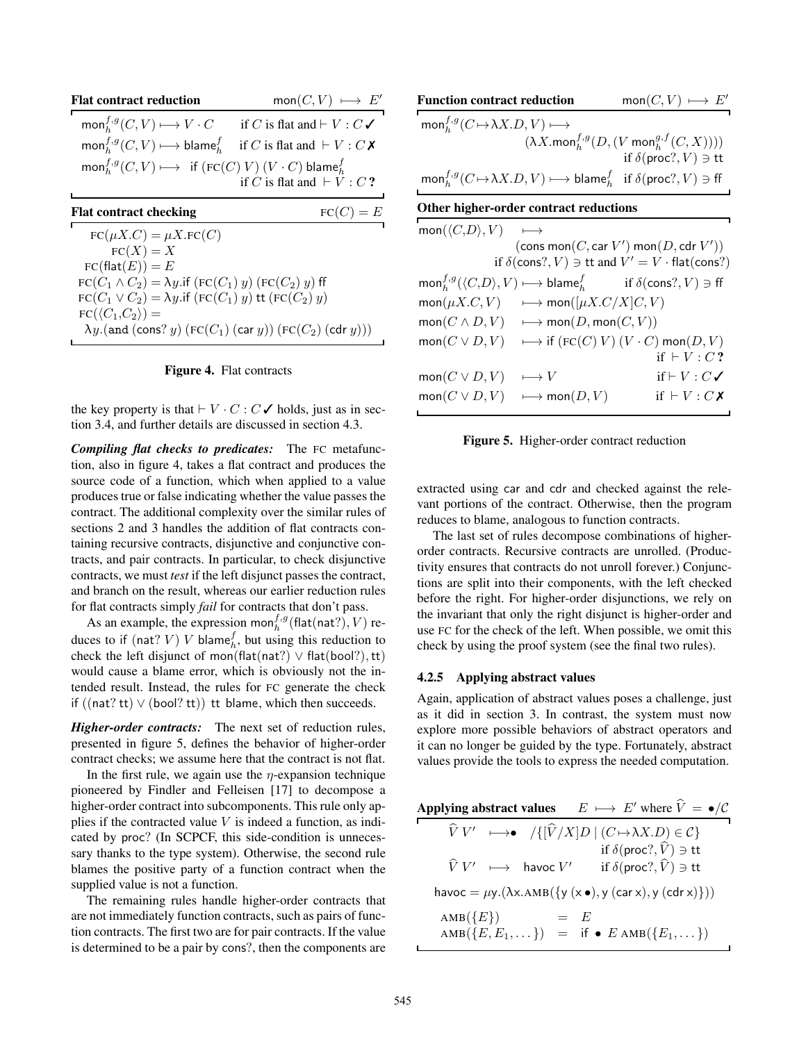**Flat contract reduction** $\quad \mathsf{mon}(C,V) \longmapsto E'$

$$\mathsf{mon}^{f,g}_h(C,V) \longmapsto V \cdot C \qquad \text{if } C \text{ is flat and} \vdash V : C\,\checkmark$$

$$\mathsf{mon}^{f,g}_h(C,V) \longmapsto \mathsf{blame}^f_h \qquad \text{if } C \text{ is flat and } \vdash V : C\,\text{✗}$$

$$\mathsf{mon}^{f,g}_h(C,V) \longmapsto \mathsf{if}\ (\text{FC}(C)\ V)\ (V \cdot C)\ \mathsf{blame}^f_h \qquad \text{if } C \text{ is flat and } \vdash V : C\ \mathbf{?}$$

**Flat contract checking** $\quad \text{FC}(C) = E$

$$\text{FC}(\mu X.C) = \mu X.\text{FC}(C)$$
$$\text{FC}(X) = X$$
$$\text{FC}(\mathsf{flat}(E)) = E$$
$$\text{FC}(C_1 \wedge C_2) = \lambda y.\mathsf{if}\ (\text{FC}(C_1)\ y)\ (\text{FC}(C_2)\ y)\ \mathsf{ff}$$
$$\text{FC}(C_1 \vee C_2) = \lambda y.\mathsf{if}\ (\text{FC}(C_1)\ y)\ \mathsf{tt}\ (\text{FC}(C_2)\ y)$$
$$\text{FC}(\langle C_1, C_2\rangle) = \lambda y.(\mathtt{and}\ (\mathsf{cons?}\ y)\ (\text{FC}(C_1)\ (\mathsf{car}\ y))\ (\text{FC}(C_2)\ (\mathsf{cdr}\ y)))$$

**Figure 4.** Flat contracts

the key property is that $\vdash V \cdot C : C\,\checkmark$ holds, just as in section 3.4, and further details are discussed in section 4.3.

***Compiling flat checks to predicates:*** The FC metafunction, also in figure 4, takes a flat contract and produces the source code of a function, which when applied to a value produces true or false indicating whether the value passes the contract. The additional complexity over the similar rules of sections 2 and 3 handles the addition of flat contracts containing recursive contracts, disjunctive and conjunctive contracts, and pair contracts. In particular, to check disjunctive contracts, we must *test* if the left disjunct passes the contract, and branch on the result, whereas our earlier reduction rules for flat contracts simply *fail* for contracts that don't pass.

As an example, the expression $\mathsf{mon}^{f,g}_h(\mathsf{flat}(\mathsf{nat?}), V)$ reduces to $\mathsf{if}\ (\mathsf{nat?}\ V)\ V\ \mathsf{blame}^f_h$, but using this reduction to check the left disjunct of $\mathsf{mon}(\mathsf{flat}(\mathsf{nat?}) \vee \mathsf{flat}(\mathsf{bool?}), \mathsf{tt})$ would cause a blame error, which is obviously not the intended result. Instead, the rules for FC generate the check $\mathsf{if}\ ((\mathsf{nat?}\ \mathsf{tt}) \vee (\mathsf{bool?}\ \mathsf{tt}))\ \mathsf{tt}\ \mathsf{blame}$, which then succeeds.

***Higher-order contracts:*** The next set of reduction rules, presented in figure 5, defines the behavior of higher-order contract checks; we assume here that the contract is not flat.

In the first rule, we again use the $\eta$-expansion technique pioneered by Findler and Felleisen [17] to decompose a higher-order contract into subcomponents. This rule only applies if the contracted value $V$ is indeed a function, as indicated by proc? (In SCPCF, this side-condition is unnecessary thanks to the type system). Otherwise, the second rule blames the positive party of a function contract when the supplied value is not a function.

The remaining rules handle higher-order contracts that are not immediately function contracts, such as pairs of function contracts. The first two are for pair contracts. If the value is determined to be a pair by cons?, then the components are extracted using car and cdr and checked against the relevant portions of the contract. Otherwise, then the program reduces to blame, analogous to function contracts.

**Function contract reduction** $\quad \mathsf{mon}(C,V) \longmapsto E'$

$$\mathsf{mon}^{f,g}_h(C \mapsto \lambda X.D, V) \longmapsto (\lambda X.\mathsf{mon}^{f,g}_h(D, (V\ \mathsf{mon}^{g,f}_h(C, X)))) \quad \text{if } \delta(\mathsf{proc?}, V) \ni \mathsf{tt}$$

$$\mathsf{mon}^{f,g}_h(C \mapsto \lambda X.D, V) \longmapsto \mathsf{blame}^f_h \quad \text{if } \delta(\mathsf{proc?}, V) \ni \mathsf{ff}$$

**Other higher-order contract reductions**

$$\mathsf{mon}(\langle C,D\rangle, V) \longmapsto (\mathsf{cons}\ \mathsf{mon}(C, \mathsf{car}\ V')\ \mathsf{mon}(D, \mathsf{cdr}\ V')) \quad \text{if } \delta(\mathsf{cons?}, V) \ni \mathsf{tt} \text{ and } V' = V \cdot \mathsf{flat}(\mathsf{cons?})$$

$$\mathsf{mon}^{f,g}_h(\langle C,D\rangle, V) \longmapsto \mathsf{blame}^f_h \quad \text{if } \delta(\mathsf{cons?}, V) \ni \mathsf{ff}$$

$$\mathsf{mon}(\mu X.C, V) \longmapsto \mathsf{mon}([\mu X.C/X]C, V)$$

$$\mathsf{mon}(C \wedge D, V) \longmapsto \mathsf{mon}(D, \mathsf{mon}(C, V))$$

$$\mathsf{mon}(C \vee D, V) \longmapsto \mathsf{if}\ (\text{FC}(C)\ V)\ (V \cdot C)\ \mathsf{mon}(D, V) \quad \text{if } \vdash V : C\ \mathbf{?}$$

$$\mathsf{mon}(C \vee D, V) \longmapsto V \quad \text{if} \vdash V : C\,\checkmark$$

$$\mathsf{mon}(C \vee D, V) \longmapsto \mathsf{mon}(D, V) \quad \text{if } \vdash V : C\,\text{✗}$$

**Figure 5.** Higher-order contract reduction

The last set of rules decompose combinations of higher-order contracts. Recursive contracts are unrolled. (Productivity ensures that contracts do not unroll forever.) Conjunctions are split into their components, with the left checked before the right. For higher-order disjunctions, we rely on the invariant that only the right disjunct is higher-order and use FC for the check of the left. When possible, we omit this check by using the proof system (see the final two rules).

#### 4.2.5 Applying abstract values

Again, application of abstract values poses a challenge, just as it did in section 3. In contrast, the system must now explore more possible behaviors of abstract operators and it can no longer be guided by the type. Fortunately, abstract values provide the tools to express the needed computation.

**Applying abstract values** $\quad E \longmapsto E'$ where $\widehat{V} = \bullet/\mathcal{C}$

$$\widehat{V}\ V' \longmapsto \bullet \ \ /\{[\widehat{V}/X]D \mid (C \mapsto \lambda X.D) \in \mathcal{C}\} \quad \text{if } \delta(\mathsf{proc?}, \widehat{V}) \ni \mathsf{tt}$$

$$\widehat{V}\ V' \longmapsto \mathsf{havoc}\ V' \quad \text{if } \delta(\mathsf{proc?}, \widehat{V}) \ni \mathsf{tt}$$

$$\mathsf{havoc} = \mu \mathsf{y}.(\lambda \mathsf{x}.\text{AMB}(\{\mathsf{y}\ (\mathsf{x}\ \bullet), \mathsf{y}\ (\mathsf{car}\ \mathsf{x}), \mathsf{y}\ (\mathsf{cdr}\ \mathsf{x})\}))$$

$$\text{AMB}(\{E\}) = E$$
$$\text{AMB}(\{E, E_1, \ldots\}) = \mathsf{if}\ \bullet\ E\ \text{AMB}(\{E_1, \ldots\})$$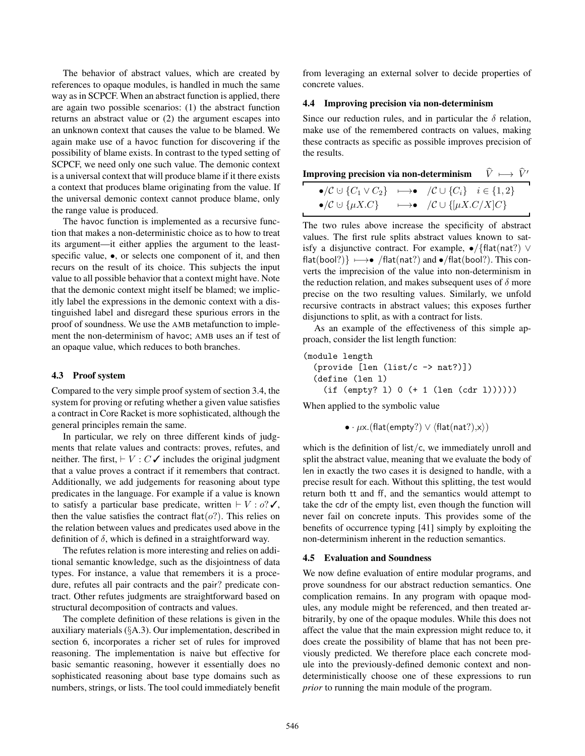The behavior of abstract values, which are created by references to opaque modules, is handled in much the same way as in SCPCF. When an abstract function is applied, there are again two possible scenarios: (1) the abstract function returns an abstract value or (2) the argument escapes into an unknown context that causes the value to be blamed. We again make use of a havoc function for discovering if the possibility of blame exists. In contrast to the typed setting of SCPCF, we need only one such value. The demonic context is a universal context that will produce blame if it there exists a context that produces blame originating from the value. If the universal demonic context cannot produce blame, only the range value is produced.

The havoc function is implemented as a recursive function that makes a non-deterministic choice as to how to treat its argument—it either applies the argument to the least-specific value, $\bullet$, or selects one component of it, and then recurs on the result of its choice. This subjects the input value to all possible behavior that a context might have. Note that the demonic context might itself be blamed; we implicitly label the expressions in the demonic context with a distinguished label and disregard these spurious errors in the proof of soundness. We use the AMB metafunction to implement the non-determinism of havoc; AMB uses an if test of an opaque value, which reduces to both branches.

### 4.3 Proof system

Compared to the very simple proof system of section 3.4, the system for proving or refuting whether a given value satisfies a contract in Core Racket is more sophisticated, although the general principles remain the same.

In particular, we rely on three different kinds of judgments that relate values and contracts: proves, refutes, and neither. The first, $\vdash V : C\checkmark$ includes the original judgment that a value proves a contract if it remembers that contract. Additionally, we add judgements for reasoning about type predicates in the language. For example if a value is known to satisfy a particular base predicate, written $\vdash V : o?\checkmark$, then the value satisfies the contract $\mathsf{flat}(o?)$. This relies on the relation between values and predicates used above in the definition of $\delta$, which is defined in a straightforward way.

The refutes relation is more interesting and relies on additional semantic knowledge, such as the disjointness of data types. For instance, a value that remembers it is a procedure, refutes all pair contracts and the pair? predicate contract. Other refutes judgments are straightforward based on structural decomposition of contracts and values.

The complete definition of these relations is given in the auxiliary materials (§A.3). Our implementation, described in section 6, incorporates a richer set of rules for improved reasoning. The implementation is naive but effective for basic semantic reasoning, however it essentially does no sophisticated reasoning about base type domains such as numbers, strings, or lists. The tool could immediately benefit from leveraging an external solver to decide properties of concrete values.

### 4.4 Improving precision via non-determinism

Since our reduction rules, and in particular the $\delta$ relation, make use of the remembered contracts on values, making these contracts as specific as possible improves precision of the results.

**Improving precision via non-determinism** $\quad \widehat{V} \longmapsto \widehat{V}'$

$$\bullet/\mathcal{C} \uplus \{C_1 \vee C_2\} \longmapsto \bullet \quad /\mathcal{C} \cup \{C_i\} \quad i \in \{1,2\}$$
$$\bullet/\mathcal{C} \uplus \{\mu X.C\} \longmapsto \bullet \quad /\mathcal{C} \cup \{[\mu X.C/X]C\}$$

The two rules above increase the specificity of abstract values. The first rule splits abstract values known to satisfy a disjunctive contract. For example, $\bullet/\{\mathsf{flat}(\mathsf{nat?}) \vee \mathsf{flat}(\mathsf{bool?})\} \longmapsto \bullet\ /\mathsf{flat}(\mathsf{nat?})$ and $\bullet/\mathsf{flat}(\mathsf{bool?})$. This converts the imprecision of the value into non-determinism in the reduction relation, and makes subsequent uses of $\delta$ more precise on the two resulting values. Similarly, we unfold recursive contracts in abstract values; this exposes further disjunctions to split, as with a contract for lists.

As an example of the effectiveness of this simple approach, consider the list length function:

```
(module length
  (provide [len (list/c -> nat?)])
  (define (len l)
    (if (empty? l) 0 (+ 1 (len (cdr l))))))
```

When applied to the symbolic value

$$\bullet \cdot \mu\mathsf{x}.(\mathsf{flat}(\mathsf{empty?}) \vee \langle\mathsf{flat}(\mathsf{nat?}),\mathsf{x}\rangle)$$

which is the definition of list/c, we immediately unroll and split the abstract value, meaning that we evaluate the body of len in exactly the two cases it is designed to handle, with a precise result for each. Without this splitting, the test would return both tt and ff, and the semantics would attempt to take the cdr of the empty list, even though the function will never fail on concrete inputs. This provides some of the benefits of occurrence typing [41] simply by exploiting the non-determinism inherent in the reduction semantics.

### 4.5 Evaluation and Soundness

We now define evaluation of entire modular programs, and prove soundness for our abstract reduction semantics. One complication remains. In any program with opaque modules, any module might be referenced, and then treated arbitrarily, by one of the opaque modules. While this does not affect the value that the main expression might reduce to, it does create the possibility of blame that has not been previously predicted. We therefore place each concrete module into the previously-defined demonic context and non-deterministically choose one of these expressions to run *prior* to running the main module of the program.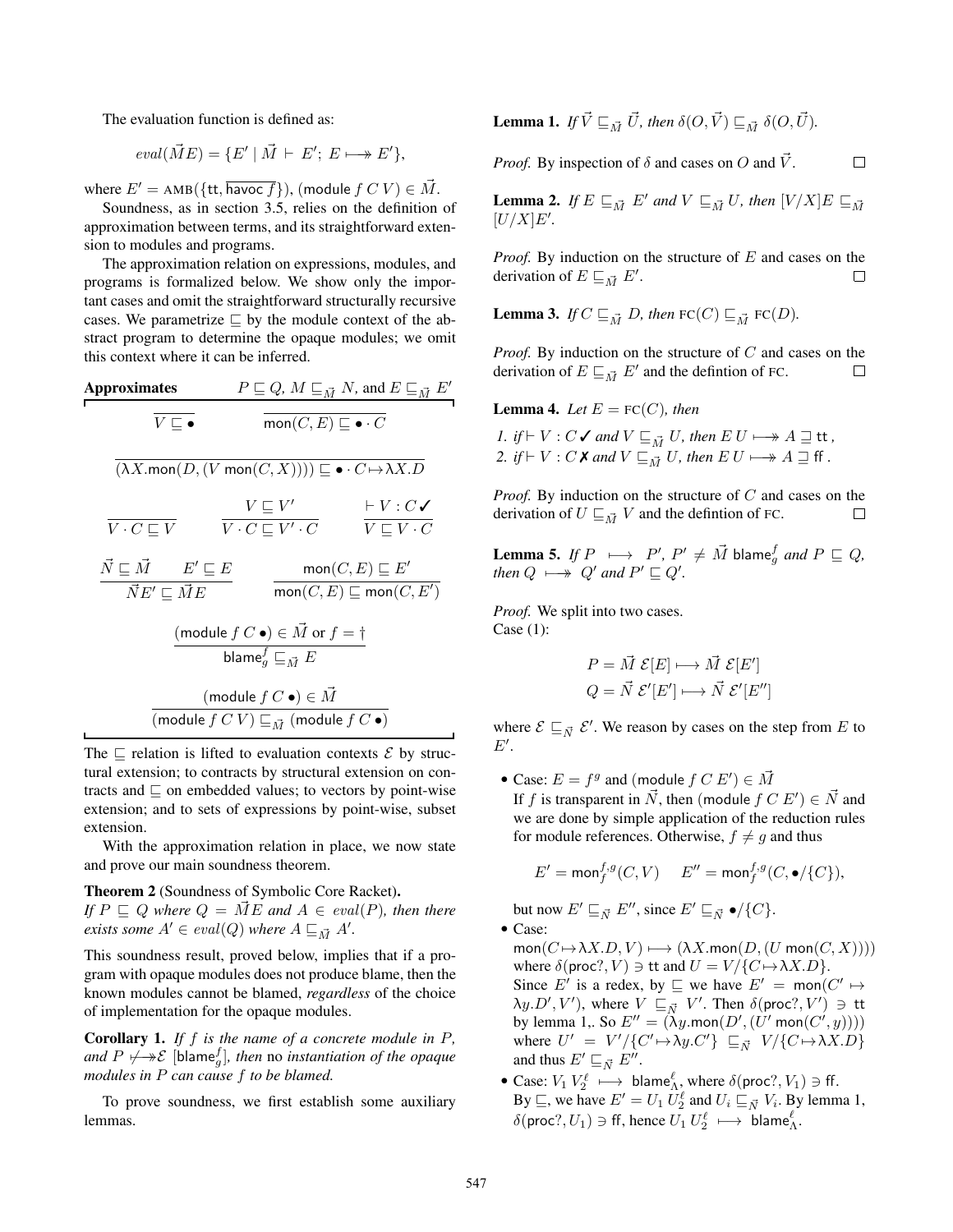The evaluation function is defined as:

$$eval(\vec{M}E) = \{E' \mid \vec{M} \vdash E';\ E \longmapsto\!\!\!\!\!\rightarrow E'\},$$

where $E' = \text{AMB}(\{\mathsf{tt}, \overline{\mathsf{havoc}\ f}\})$, $(\mathsf{module}\ f\ C\ V) \in \vec{M}$.

Soundness, as in section 3.5, relies on the definition of approximation between terms, and its straightforward extension to modules and programs.

The approximation relation on expressions, modules, and programs is formalized below. We show only the important cases and omit the straightforward structurally recursive cases. We parametrize $\sqsubseteq$ by the module context of the abstract program to determine the opaque modules; we omit this context where it can be inferred.

**Approximates** $\quad P \sqsubseteq Q$, $M \sqsubseteq_{\vec{M}} N$, and $E \sqsubseteq_{\vec{M}} E'$

$$\frac{}{V \sqsubseteq \bullet} \qquad \frac{}{\mathsf{mon}(C, E) \sqsubseteq \bullet \cdot C}$$

$$\frac{}{(\lambda X.\mathsf{mon}(D, (V\ \mathsf{mon}(C, X)))) \sqsubseteq \bullet \cdot C \mapsto \lambda X.D}$$

$$\frac{}{V \cdot C \sqsubseteq V} \qquad \frac{V \sqsubseteq V'}{V \cdot C \sqsubseteq V' \cdot C} \qquad \frac{\vdash V : C\,✔}{V \sqsubseteq V \cdot C}$$

$$\frac{\vec{N} \sqsubseteq \vec{M} \qquad E' \sqsubseteq E}{\vec{N}E' \sqsubseteq \vec{M}E} \qquad \frac{\mathsf{mon}(C, E) \sqsubseteq E'}{\mathsf{mon}(C, E) \sqsubseteq \mathsf{mon}(C, E')}$$

$$\frac{(\mathsf{module}\ f\ C\ \bullet) \in \vec{M} \text{ or } f = \dagger}{\mathsf{blame}^f_g \sqsubseteq_{\vec{M}} E}$$

$$\frac{(\mathsf{module}\ f\ C\ \bullet) \in \vec{M}}{(\mathsf{module}\ f\ C\ V) \sqsubseteq_{\vec{M}} (\mathsf{module}\ f\ C\ \bullet)}$$

The $\sqsubseteq$ relation is lifted to evaluation contexts $\mathcal{E}$ by structural extension; to contracts by structural extension on contracts and $\sqsubseteq$ on embedded values; to vectors by point-wise extension; and to sets of expressions by point-wise, subset extension.

With the approximation relation in place, we now state and prove our main soundness theorem.

**Theorem 2** (Soundness of Symbolic Core Racket)**.** *If $P \sqsubseteq Q$ where $Q = \vec{M}E$ and $A \in eval(P)$, then there exists some $A' \in eval(Q)$ where $A \sqsubseteq_{\vec{M}} A'$.*

This soundness result, proved below, implies that if a program with opaque modules does not produce blame, then the known modules cannot be blamed, *regardless* of the choice of implementation for the opaque modules.

**Corollary 1.** *If $f$ is the name of a concrete module in $P$, and $P \not\longmapsto\!\!\!\!\!\rightarrow \mathcal{E}\ [\mathsf{blame}^f_g]$, then* no *instantiation of the opaque modules in $P$ can cause $f$ to be blamed.*

To prove soundness, we first establish some auxiliary lemmas.

**Lemma 1.** *If $\vec{V} \sqsubseteq_{\vec{M}} \vec{U}$, then $\delta(O, \vec{V}) \sqsubseteq_{\vec{M}} \delta(O, \vec{U})$.*

*Proof.* By inspection of $\delta$ and cases on $O$ and $\vec{V}$. ∎

**Lemma 2.** *If $E \sqsubseteq_{\vec{M}} E'$ and $V \sqsubseteq_{\vec{M}} U$, then $[V/X]E \sqsubseteq_{\vec{M}} [U/X]E'$.*

*Proof.* By induction on the structure of $E$ and cases on the derivation of $E \sqsubseteq_{\vec{M}} E'$. ∎

**Lemma 3.** *If $C \sqsubseteq_{\vec{M}} D$, then $\text{FC}(C) \sqsubseteq_{\vec{M}} \text{FC}(D)$.*

*Proof.* By induction on the structure of $C$ and cases on the derivation of $E \sqsubseteq_{\vec{M}} E'$ and the defintion of FC. ∎

**Lemma 4.** *Let $E = \text{FC}(C)$, then*

*1. if $\vdash V : C\,✔$ and $V \sqsubseteq_{\vec{M}} U$, then $E\,U \longmapsto\!\!\!\!\!\rightarrow A \sqsupseteq \mathsf{tt}$ ,*
*2. if $\vdash V : C\,✗$ and $V \sqsubseteq_{\vec{M}} U$, then $E\,U \longmapsto\!\!\!\!\!\rightarrow A \sqsupseteq \mathsf{ff}$ .*

*Proof.* By induction on the structure of $C$ and cases on the derivation of $U \sqsubseteq_{\vec{M}} V$ and the defintion of FC. ∎

**Lemma 5.** *If $P \longmapsto P'$, $P' \neq \vec{M}\ \mathsf{blame}^f_g$ and $P \sqsubseteq Q$, then $Q \longmapsto\!\!\!\!\!\rightarrow Q'$ and $P' \sqsubseteq Q'$.*

*Proof.* We split into two cases.
Case (1):

$$P = \vec{M}\ \mathcal{E}[E] \longmapsto \vec{M}\ \mathcal{E}[E']$$
$$Q = \vec{N}\ \mathcal{E}'[E'] \longmapsto \vec{N}\ \mathcal{E}'[E'']$$

where $\mathcal{E} \sqsubseteq_{\vec{N}} \mathcal{E}'$. We reason by cases on the step from $E$ to $E'$.

- Case: $E = f^g$ and $(\mathsf{module}\ f\ C\ E') \in \vec{M}$
  If $f$ is transparent in $\vec{N}$, then $(\mathsf{module}\ f\ C\ E') \in \vec{N}$ and we are done by simple application of the reduction rules for module references. Otherwise, $f \neq g$ and thus

  $$E' = \mathsf{mon}^{f,g}_f(C, V) \quad E'' = \mathsf{mon}^{f,g}_f(C, \bullet/\{C\}),$$

  but now $E' \sqsubseteq_{\vec{N}} E''$, since $E' \sqsubseteq_{\vec{N}} \bullet/\{C\}$.
- Case:
  $\mathsf{mon}(C \mapsto \lambda X.D, V) \longmapsto (\lambda X.\mathsf{mon}(D, (U\ \mathsf{mon}(C, X))))$ where $\delta(\mathsf{proc?}, V) \ni \mathsf{tt}$ and $U = V/\{C \mapsto \lambda X.D\}$.
  Since $E'$ is a redex, by $\sqsubseteq$ we have $E' = \mathsf{mon}(C' \mapsto \lambda y.D', V')$, where $V \sqsubseteq_{\vec{N}} V'$. Then $\delta(\mathsf{proc?}, V') \ni \mathsf{tt}$ by lemma 1,. So $E'' = (\lambda y.\mathsf{mon}(D', (U'\ \mathsf{mon}(C', y))))$ where $U' = V'/\{C' \mapsto \lambda y.C'\} \sqsubseteq_{\vec{N}} V/\{C \mapsto \lambda X.D\}$ and thus $E' \sqsubseteq_{\vec{N}} E''$.
- Case: $V_1\ V_2^\ell \longmapsto \mathsf{blame}^\ell_\Lambda$, where $\delta(\mathsf{proc?}, V_1) \ni \mathsf{ff}$.
  By $\sqsubseteq$, we have $E' = U_1\ U_2^\ell$ and $U_i \sqsubseteq_{\vec{N}} V_i$. By lemma 1, $\delta(\mathsf{proc?}, U_1) \ni \mathsf{ff}$, hence $U_1\ U_2^\ell \longmapsto \mathsf{blame}^\ell_\Lambda$.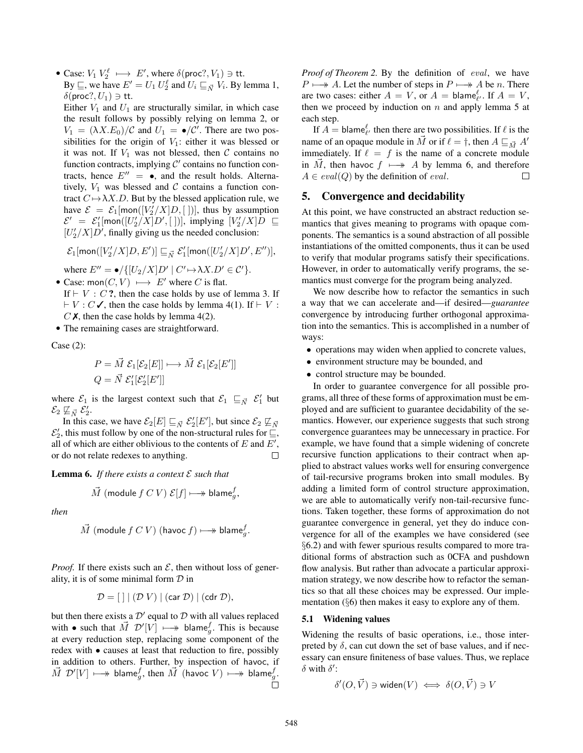- Case: $V_1\, V_2^\ell \longmapsto E'$, where $\delta(\mathsf{proc?}, V_1) \ni \mathsf{tt}$.
  By $\sqsubseteq$, we have $E' = U_1\, U_2^\ell$ and $U_i \sqsubseteq_{\vec{N}} V_i$. By lemma 1, $\delta(\mathsf{proc?}, U_1) \ni \mathsf{tt}$.
  Either $V_1$ and $U_1$ are structurally similar, in which case the result follows by possibly relying on lemma 2, or $V_1 = (\lambda X.E_0)/\mathcal{C}$ and $U_1 = \bullet/\mathcal{C}'$. There are two possibilities for the origin of $V_1$: either it was blessed or it was not. If $V_1$ was not blessed, then $\mathcal{C}$ contains no function contracts, implying $\mathcal{C}'$ contains no function contracts, hence $E'' = \bullet$, and the result holds. Alternatively, $V_1$ was blessed and $\mathcal{C}$ contains a function contract $C \mapsto \lambda X.D$. But by the blessed application rule, we have $\mathcal{E} = \mathcal{E}_1[\mathsf{mon}([V_2'/X]D, [\,])]$, thus by assumption $\mathcal{E}' = \mathcal{E}_1'[\mathsf{mon}([U_2'/X]D', [\,])]$, implying $[V_2'/X]D \sqsubseteq [U_2'/X]D'$, finally giving us the needed conclusion:
  $$\mathcal{E}_1[\mathsf{mon}([V_2'/X]D, E')] \sqsubseteq_{\vec{N}} \mathcal{E}_1'[\mathsf{mon}([U_2'/X]D', E'')],$$
  where $E'' = \bullet/\{[U_2/X]D' \mid C' \mapsto \lambda X.D' \in \mathcal{C}'\}$.
- Case: $\mathsf{mon}(C, V) \longmapsto E'$ where $C$ is flat.
  If $\vdash V : C\,\mathbf{?}$, then the case holds by use of lemma 3. If $\vdash V : C\,\checkmark$, then the case holds by lemma 4(1). If $\vdash V : C\,\text{✗}$, then the case holds by lemma 4(2).
- The remaining cases are straightforward.

Case (2):

$$P = \vec{M}\ \mathcal{E}_1[\mathcal{E}_2[E]] \longmapsto \vec{M}\ \mathcal{E}_1[\mathcal{E}_2[E']]$$
$$Q = \vec{N}\ \mathcal{E}_1'[\mathcal{E}_2'[E']]$$

where $\mathcal{E}_1$ is the largest context such that $\mathcal{E}_1 \sqsubseteq_{\vec{N}} \mathcal{E}_1'$ but $\mathcal{E}_2 \not\sqsubseteq_{\vec{N}} \mathcal{E}_2'$.

In this case, we have $\mathcal{E}_2[E] \sqsubseteq_{\vec{N}} \mathcal{E}_2'[E']$, but since $\mathcal{E}_2 \not\sqsubseteq_{\vec{N}} \mathcal{E}_2'$, this must follow by one of the non-structural rules for $\sqsubseteq$, all of which are either oblivious to the contents of $E$ and $E'$, or do not relate redexes to anything. $\square$

**Lemma 6.** *If there exists a context $\mathcal{E}$ such that*

$$\vec{M}\ (\mathsf{module}\ f\ C\ V)\ \mathcal{E}[f] \longmapsto\!\!\!\!\rightarrow \mathsf{blame}_g^f,$$

*then*

$$\vec{M}\ (\mathsf{module}\ f\ C\ V)\ (\mathsf{havoc}\ f) \longmapsto\!\!\!\!\rightarrow \mathsf{blame}_g^f.$$

*Proof.* If there exists such an $\mathcal{E}$, then without loss of generality, it is of some minimal form $\mathcal{D}$ in

$$\mathcal{D} = [\,] \mid (\mathcal{D}\ V) \mid (\mathsf{car}\ \mathcal{D}) \mid (\mathsf{cdr}\ \mathcal{D}),$$

but then there exists a $\mathcal{D}'$ equal to $\mathcal{D}$ with all values replaced with $\bullet$ such that $\vec{M}\ \mathcal{D}'[V] \longmapsto\!\!\!\!\rightarrow \mathsf{blame}_g^f$. This is because at every reduction step, replacing some component of the redex with $\bullet$ causes at least that reduction to fire, possibly in addition to others. Further, by inspection of havoc, if $\vec{M}\ \mathcal{D}'[V] \longmapsto\!\!\!\!\rightarrow \mathsf{blame}_g^f$, then $\vec{M}\ (\mathsf{havoc}\ V) \longmapsto\!\!\!\!\rightarrow \mathsf{blame}_g^f$. $\square$

*Proof of Theorem 2.* By the definition of $eval$, we have $P \longmapsto\!\!\!\!\rightarrow A$. Let the number of steps in $P \longmapsto\!\!\!\!\rightarrow A$ be $n$. There are two cases: either $A = V$, or $A = \mathsf{blame}_{\ell'}^\ell$. If $A = V$, then we proceed by induction on $n$ and apply lemma 5 at each step.

If $A = \mathsf{blame}_{\ell'}^\ell$ then there are two possibilities. If $\ell$ is the name of an opaque module in $\vec{M}$ or if $\ell = \dagger$, then $A \sqsubseteq_{\vec{M}} A'$ immediately. If $\ell = f$ is the name of a concrete module in $\vec{M}$, then $\mathsf{havoc}\ f \longmapsto\!\!\!\!\rightarrow A$ by lemma 6, and therefore $A \in eval(Q)$ by the definition of $eval$. $\square$

## 5. Convergence and decidability

At this point, we have constructed an abstract reduction semantics that gives meaning to programs with opaque components. The semantics is a sound abstraction of all possible instantiations of the omitted components, thus it can be used to verify that modular programs satisfy their specifications. However, in order to automatically verify programs, the semantics must converge for the program being analyzed.

We now describe how to refactor the semantics in such a way that we can accelerate and—if desired—*guarantee* convergence by introducing further orthogonal approximation into the semantics. This is accomplished in a number of ways:

- operations may widen when applied to concrete values,
- environment structure may be bounded, and
- control structure may be bounded.

In order to guarantee convergence for all possible programs, all three of these forms of approximation must be employed and are sufficient to guarantee decidability of the semantics. However, our experience suggests that such strong convergence guarantees may be unnecessary in practice. For example, we have found that a simple widening of concrete recursive function applications to their contract when applied to abstract values works well for ensuring convergence of tail-recursive programs broken into small modules. By adding a limited form of control structure approximation, we are able to automatically verify non-tail-recursive functions. Taken together, these forms of approximation do not guarantee convergence in general, yet they do induce convergence for all of the examples we have considered (see §6.2) and with fewer spurious results compared to more traditional forms of abstraction such as 0CFA and pushdown flow analysis. But rather than advocate a particular approximation strategy, we now describe how to refactor the semantics so that all these choices may be expressed. Our implementation (§6) then makes it easy to explore any of them.

### 5.1 Widening values

Widening the results of basic operations, i.e., those interpreted by $\delta$, can cut down the set of base values, and if necessary can ensure finiteness of base values. Thus, we replace $\delta$ with $\delta'$:

$$\delta'(O, \vec{V}) \ni \mathsf{widen}(V) \iff \delta(O, \vec{V}) \ni V$$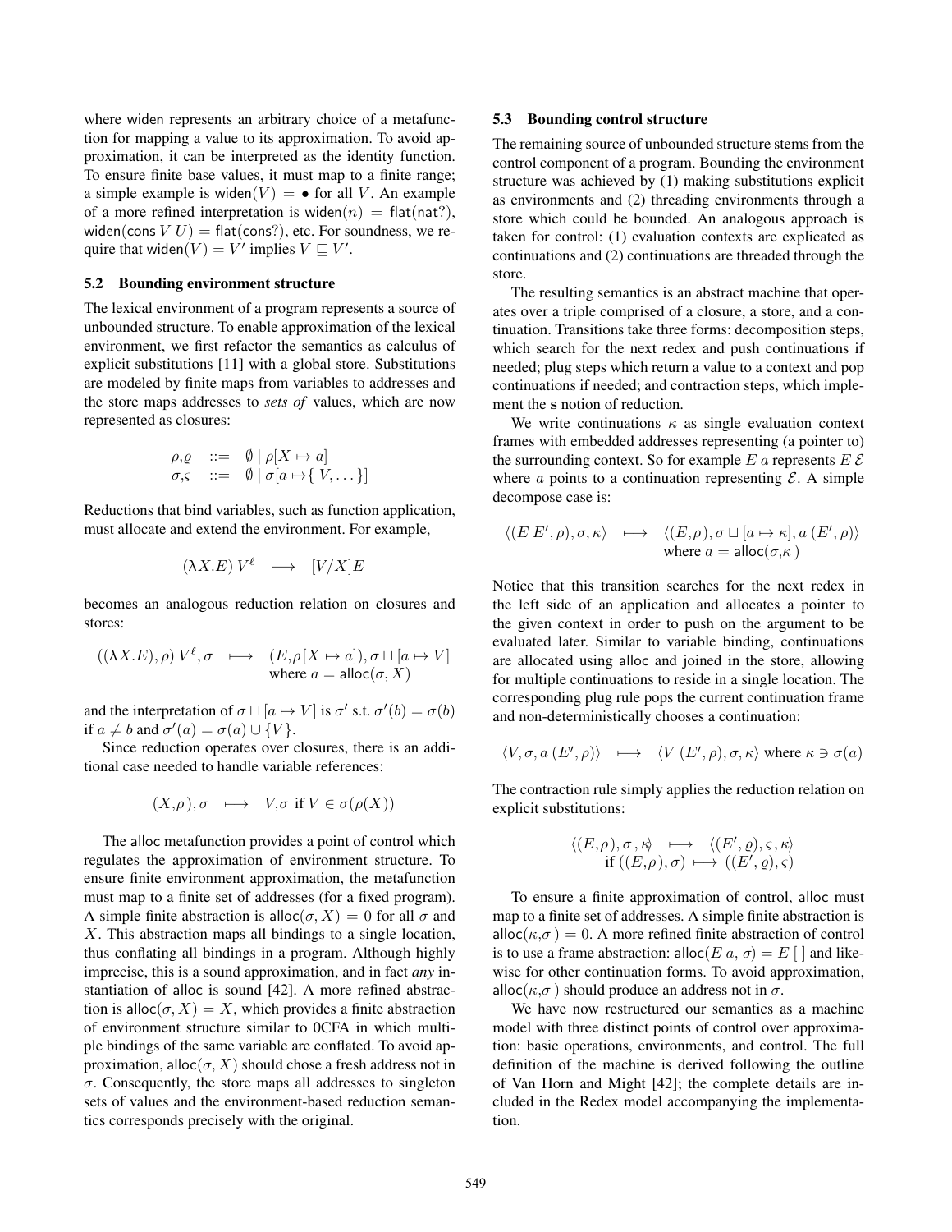where widen represents an arbitrary choice of a metafunction for mapping a value to its approximation. To avoid approximation, it can be interpreted as the identity function. To ensure finite base values, it must map to a finite range; a simple example is $\mathsf{widen}(V) = \bullet$ for all $V$. An example of a more refined interpretation is $\mathsf{widen}(n) = \mathsf{flat}(\mathsf{nat?})$, $\mathsf{widen}(\mathsf{cons}\ V\ U) = \mathsf{flat}(\mathsf{cons?})$, etc. For soundness, we require that $\mathsf{widen}(V) = V'$ implies $V \sqsubseteq V'$.

### 5.2 Bounding environment structure

The lexical environment of a program represents a source of unbounded structure. To enable approximation of the lexical environment, we first refactor the semantics as calculus of explicit substitutions [11] with a global store. Substitutions are modeled by finite maps from variables to addresses and the store maps addresses to *sets of* values, which are now represented as closures:

$$\begin{array}{lcl} \rho,\varrho & ::= & \emptyset \mid \rho[X \mapsto a] \\ \sigma,\varsigma & ::= & \emptyset \mid \sigma[a \mapsto \{\, V, \dots \}] \end{array}$$

Reductions that bind variables, such as function application, must allocate and extend the environment. For example,

$$(\lambda X.E)\, V^\ell \quad \longmapsto \quad [V/X]E$$

becomes an analogous reduction relation on closures and stores:

$$((\lambda X.E), \rho)\, V^\ell, \sigma \quad \longmapsto \quad (E, \rho[X \mapsto a]), \sigma \sqcup [a \mapsto V] \quad \text{where } a = \mathsf{alloc}(\sigma, X)$$

and the interpretation of $\sigma \sqcup [a \mapsto V]$ is $\sigma'$ s.t. $\sigma'(b) = \sigma(b)$ if $a \neq b$ and $\sigma'(a) = \sigma(a) \cup \{V\}$.

Since reduction operates over closures, there is an additional case needed to handle variable references:

$$(X, \rho), \sigma \quad \longmapsto \quad V, \sigma \ \text{ if } V \in \sigma(\rho(X))$$

The alloc metafunction provides a point of control which regulates the approximation of environment structure. To ensure finite environment approximation, the metafunction must map to a finite set of addresses (for a fixed program). A simple finite abstraction is $\mathsf{alloc}(\sigma, X) = 0$ for all $\sigma$ and $X$. This abstraction maps all bindings to a single location, thus conflating all bindings in a program. Although highly imprecise, this is a sound approximation, and in fact *any* instantiation of alloc is sound [42]. A more refined abstraction is $\mathsf{alloc}(\sigma, X) = X$, which provides a finite abstraction of environment structure similar to 0CFA in which multiple bindings of the same variable are conflated. To avoid approximation, $\mathsf{alloc}(\sigma, X)$ should chose a fresh address not in $\sigma$. Consequently, the store maps all addresses to singleton sets of values and the environment-based reduction semantics corresponds precisely with the original.

### 5.3 Bounding control structure

The remaining source of unbounded structure stems from the control component of a program. Bounding the environment structure was achieved by (1) making substitutions explicit as environments and (2) threading environments through a store which could be bounded. An analogous approach is taken for control: (1) evaluation contexts are explicated as continuations and (2) continuations are threaded through the store.

The resulting semantics is an abstract machine that operates over a triple comprised of a closure, a store, and a continuation. Transitions take three forms: decomposition steps, which search for the next redex and push continuations if needed; plug steps which return a value to a context and pop continuations if needed; and contraction steps, which implement the s notion of reduction.

We write continuations $\kappa$ as single evaluation context frames with embedded addresses representing (a pointer to) the surrounding context. So for example $E\ a$ represents $E\ \mathcal{E}$ where $a$ points to a continuation representing $\mathcal{E}$. A simple decompose case is:

$$\langle (E\ E', \rho), \sigma, \kappa \rangle \quad \longmapsto \quad \langle (E, \rho), \sigma \sqcup [a \mapsto \kappa], a\ (E', \rho) \rangle \quad \text{where } a = \mathsf{alloc}(\sigma, \kappa)$$

Notice that this transition searches for the next redex in the left side of an application and allocates a pointer to the given context in order to push on the argument to be evaluated later. Similar to variable binding, continuations are allocated using alloc and joined in the store, allowing for multiple continuations to reside in a single location. The corresponding plug rule pops the current continuation frame and non-deterministically chooses a continuation:

$$\langle V, \sigma, a\ (E', \rho) \rangle \quad \longmapsto \quad \langle V\ (E', \rho), \sigma, \kappa \rangle \text{ where } \kappa \ni \sigma(a)$$

The contraction rule simply applies the reduction relation on explicit substitutions:

$$\langle (E, \rho), \sigma, \kappa \rangle \quad \longmapsto \quad \langle (E', \varrho), \varsigma, \kappa \rangle \quad \text{if } ((E, \rho), \sigma) \longmapsto ((E', \varrho), \varsigma)$$

To ensure a finite approximation of control, alloc must map to a finite set of addresses. A simple finite abstraction is $\mathsf{alloc}(\kappa, \sigma) = 0$. A more refined finite abstraction of control is to use a frame abstraction: $\mathsf{alloc}(E\ a, \sigma) = E\ [\ ]$ and likewise for other continuation forms. To avoid approximation, $\mathsf{alloc}(\kappa, \sigma)$ should produce an address not in $\sigma$.

We have now restructured our semantics as a machine model with three distinct points of control over approximation: basic operations, environments, and control. The full definition of the machine is derived following the outline of Van Horn and Might [42]; the complete details are included in the Redex model accompanying the implementation.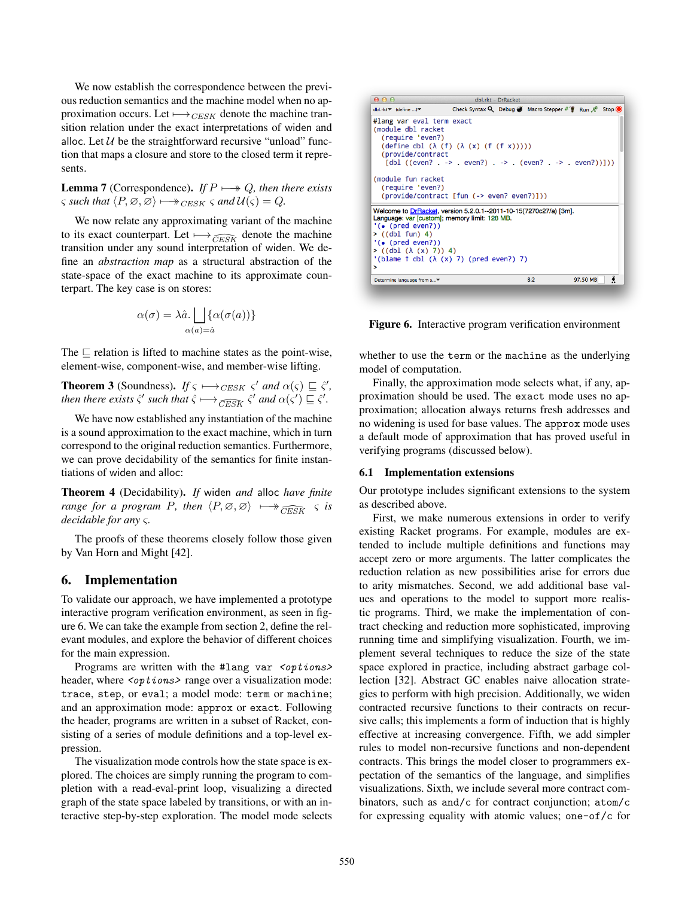We now establish the correspondence between the previous reduction semantics and the machine model when no approximation occurs. Let $\longmapsto_{CESK}$ denote the machine transition relation under the exact interpretations of widen and alloc. Let $\mathcal{U}$ be the straightforward recursive "unload" function that maps a closure and store to the closed term it represents.

**Lemma 7** (Correspondence). *If $P \longmapsto\!\!\!\!\!\rightarrow Q$, then there exists $\varsigma$ such that $\langle P, \varnothing, \varnothing \rangle \longmapsto\!\!\!\!\!\rightarrow_{CESK} \varsigma$ and $\mathcal{U}(\varsigma) = Q$.*

We now relate any approximating variant of the machine to its exact counterpart. Let $\longmapsto_{\widehat{CESK}}$ denote the machine transition under any sound interpretation of widen. We define an *abstraction map* as a structural abstraction of the state-space of the exact machine to its approximate counterpart. The key case is on stores:

$$\alpha(\sigma) = \lambda \hat{a}. \bigsqcup_{\alpha(a)=\hat{a}} \{\alpha(\sigma(a))\}$$

The $\sqsubseteq$ relation is lifted to machine states as the point-wise, element-wise, component-wise, and member-wise lifting.

**Theorem 3** (Soundness). *If $\varsigma \longmapsto_{CESK} \varsigma'$ and $\alpha(\varsigma) \sqsubseteq \hat{\varsigma}'$, then there exists $\hat{\varsigma}'$ such that $\hat{\varsigma} \longmapsto_{\widehat{CESK}} \hat{\varsigma}'$ and $\alpha(\varsigma') \sqsubseteq \hat{\varsigma}'$.*

We have now established any instantiation of the machine is a sound approximation to the exact machine, which in turn correspond to the original reduction semantics. Furthermore, we can prove decidability of the semantics for finite instantiations of widen and alloc:

**Theorem 4** (Decidability). *If* widen *and* alloc *have finite range for a program $P$, then $\langle P, \varnothing, \varnothing \rangle \longmapsto\!\!\!\!\!\rightarrow_{\widehat{CESK}} \varsigma$ is decidable for any $\varsigma$.*

The proofs of these theorems closely follow those given by Van Horn and Might [42].

## 6. Implementation

To validate our approach, we have implemented a prototype interactive program verification environment, as seen in figure 6. We can take the example from section 2, define the relevant modules, and explore the behavior of different choices for the main expression.

Programs are written with the `#lang var <options>` header, where `<options>` range over a visualization mode: `trace`, `step`, or `eval`; a model mode: `term` or `machine`; and an approximation mode: `approx` or `exact`. Following the header, programs are written in a subset of Racket, consisting of a series of module definitions and a top-level expression.

The visualization mode controls how the state space is explored. The choices are simply running the program to completion with a read-eval-print loop, visualizing a directed graph of the state space labeled by transitions, or with an interactive step-by-step exploration. The model mode selects whether to use the `term` or the `machine` as the underlying model of computation.

```
#lang var eval term exact
(module dbl racket
  (require 'even?)
  (define dbl (λ (f) (λ (x) (f (f x)))))
  (provide/contract
   [dbl ((even? . -> . even?) . -> . (even? . -> . even?))]))

(module fun racket
  (require 'even?)
  (provide/contract [fun (-> even? even?)]))
```

```
Welcome to DrRacket, version 5.2.0.1--2011-10-15(7270c27/a) [3m].
Language: var [custom]; memory limit: 128 MB.
'(• (pred even?))
> ((dbl fun) 4)
'(• (pred even?))
> ((dbl (λ (x) 7)) 4)
'(blame † dbl (λ (x) 7) (pred even?) 7)
>
```

**Figure 6.** Interactive program verification environment

Finally, the approximation mode selects what, if any, approximation should be used. The `exact` mode uses no approximation; allocation always returns fresh addresses and no widening is used for base values. The `approx` mode uses a default mode of approximation that has proved useful in verifying programs (discussed below).

### 6.1 Implementation extensions

Our prototype includes significant extensions to the system as described above.

First, we make numerous extensions in order to verify existing Racket programs. For example, modules are extended to include multiple definitions and functions may accept zero or more arguments. The latter complicates the reduction relation as new possibilities arise for errors due to arity mismatches. Second, we add additional base values and operations to the model to support more realistic programs. Third, we make the implementation of contract checking and reduction more sophisticated, improving running time and simplifying visualization. Fourth, we implement several techniques to reduce the size of the state space explored in practice, including abstract garbage collection [32]. Abstract GC enables naive allocation strategies to perform with high precision. Additionally, we widen contracted recursive functions to their contracts on recursive calls; this implements a form of induction that is highly effective at increasing convergence. Fifth, we add simpler rules to model non-recursive functions and non-dependent contracts. This brings the model closer to programmers expectation of the semantics of the language, and simplifies visualizations. Sixth, we include several more contract combinators, such as `and/c` for contract conjunction; `atom/c` for expressing equality with atomic values; `one-of/c` for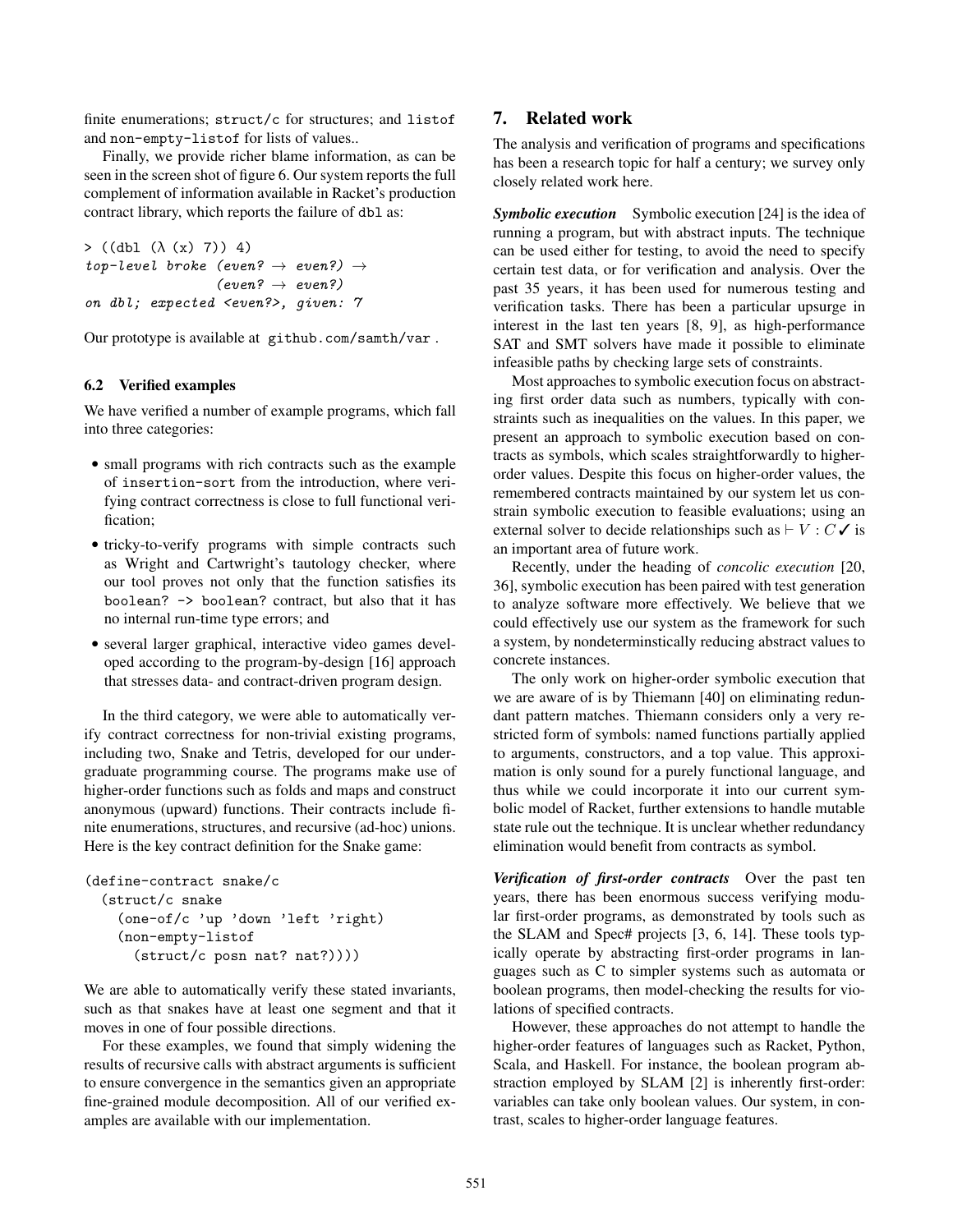finite enumerations; `struct/c` for structures; and `listof` and `non-empty-listof` for lists of values..

Finally, we provide richer blame information, as can be seen in the screen shot of figure 6. Our system reports the full complement of information available in Racket's production contract library, which reports the failure of `dbl` as:

```
> ((dbl (λ (x) 7)) 4)
top-level broke (even? → even?) →
                (even? → even?)
on dbl; expected <even?>, given: 7
```

Our prototype is available at `github.com/samth/var` .

### 6.2 Verified examples

We have verified a number of example programs, which fall into three categories:

- small programs with rich contracts such as the example of `insertion-sort` from the introduction, where verifying contract correctness is close to full functional verification;
- tricky-to-verify programs with simple contracts such as Wright and Cartwright's tautology checker, where our tool proves not only that the function satisfies its `boolean? -> boolean?` contract, but also that it has no internal run-time type errors; and
- several larger graphical, interactive video games developed according to the program-by-design [16] approach that stresses data- and contract-driven program design.

In the third category, we were able to automatically verify contract correctness for non-trivial existing programs, including two, Snake and Tetris, developed for our undergraduate programming course. The programs make use of higher-order functions such as folds and maps and construct anonymous (upward) functions. Their contracts include finite enumerations, structures, and recursive (ad-hoc) unions. Here is the key contract definition for the Snake game:

```
(define-contract snake/c
  (struct/c snake
    (one-of/c 'up 'down 'left 'right)
    (non-empty-listof
      (struct/c posn nat? nat?))))
```

We are able to automatically verify these stated invariants, such as that snakes have at least one segment and that it moves in one of four possible directions.

For these examples, we found that simply widening the results of recursive calls with abstract arguments is sufficient to ensure convergence in the semantics given an appropriate fine-grained module decomposition. All of our verified examples are available with our implementation.

## 7. Related work

The analysis and verification of programs and specifications has been a research topic for half a century; we survey only closely related work here.

***Symbolic execution*** Symbolic execution [24] is the idea of running a program, but with abstract inputs. The technique can be used either for testing, to avoid the need to specify certain test data, or for verification and analysis. Over the past 35 years, it has been used for numerous testing and verification tasks. There has been a particular upsurge in interest in the last ten years [8, 9], as high-performance SAT and SMT solvers have made it possible to eliminate infeasible paths by checking large sets of constraints.

Most approaches to symbolic execution focus on abstracting first order data such as numbers, typically with constraints such as inequalities on the values. In this paper, we present an approach to symbolic execution based on contracts as symbols, which scales straightforwardly to higher-order values. Despite this focus on higher-order values, the remembered contracts maintained by our system let us constrain symbolic execution to feasible evaluations; using an external solver to decide relationships such as $\vdash V : C\,✓$ is an important area of future work.

Recently, under the heading of *concolic execution* [20, 36], symbolic execution has been paired with test generation to analyze software more effectively. We believe that we could effectively use our system as the framework for such a system, by nondeterminstically reducing abstract values to concrete instances.

The only work on higher-order symbolic execution that we are aware of is by Thiemann [40] on eliminating redundant pattern matches. Thiemann considers only a very restricted form of symbols: named functions partially applied to arguments, constructors, and a top value. This approximation is only sound for a purely functional language, and thus while we could incorporate it into our current symbolic model of Racket, further extensions to handle mutable state rule out the technique. It is unclear whether redundancy elimination would benefit from contracts as symbol.

***Verification of first-order contracts*** Over the past ten years, there has been enormous success verifying modular first-order programs, as demonstrated by tools such as the SLAM and Spec# projects [3, 6, 14]. These tools typically operate by abstracting first-order programs in languages such as C to simpler systems such as automata or boolean programs, then model-checking the results for violations of specified contracts.

However, these approaches do not attempt to handle the higher-order features of languages such as Racket, Python, Scala, and Haskell. For instance, the boolean program abstraction employed by SLAM [2] is inherently first-order: variables can take only boolean values. Our system, in contrast, scales to higher-order language features.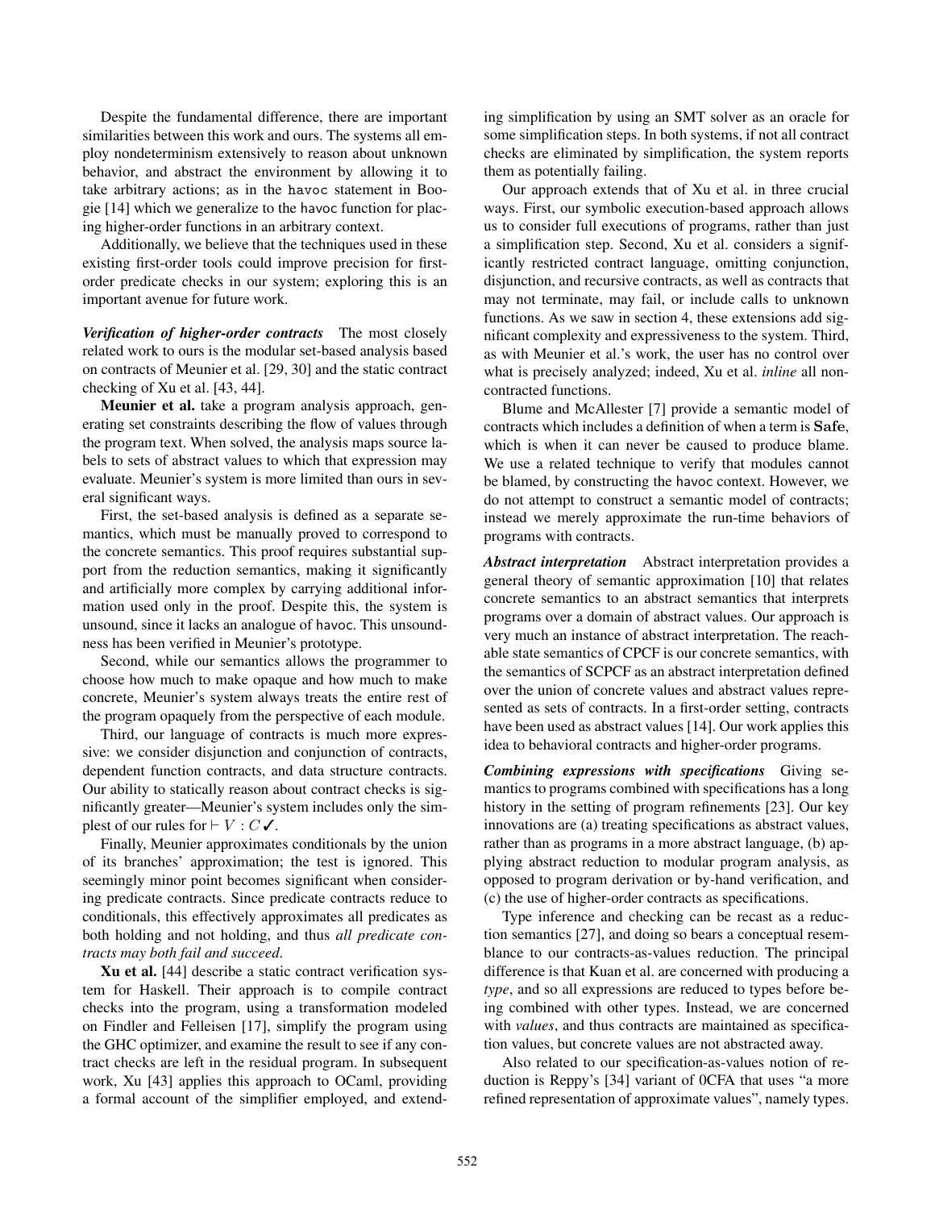Despite the fundamental difference, there are important similarities between this work and ours. The systems all employ nondeterminism extensively to reason about unknown behavior, and abstract the environment by allowing it to take arbitrary actions; as in the havoc statement in Boogie [14] which we generalize to the havoc function for placing higher-order functions in an arbitrary context.

Additionally, we believe that the techniques used in these existing first-order tools could improve precision for first-order predicate checks in our system; exploring this is an important avenue for future work.

***Verification of higher-order contracts*** The most closely related work to ours is the modular set-based analysis based on contracts of Meunier et al. [29, 30] and the static contract checking of Xu et al. [43, 44].

**Meunier et al.** take a program analysis approach, generating set constraints describing the flow of values through the program text. When solved, the analysis maps source labels to sets of abstract values to which that expression may evaluate. Meunier's system is more limited than ours in several significant ways.

First, the set-based analysis is defined as a separate semantics, which must be manually proved to correspond to the concrete semantics. This proof requires substantial support from the reduction semantics, making it significantly and artificially more complex by carrying additional information used only in the proof. Despite this, the system is unsound, since it lacks an analogue of havoc. This unsoundness has been verified in Meunier's prototype.

Second, while our semantics allows the programmer to choose how much to make opaque and how much to make concrete, Meunier's system always treats the entire rest of the program opaquely from the perspective of each module.

Third, our language of contracts is much more expressive: we consider disjunction and conjunction of contracts, dependent function contracts, and data structure contracts. Our ability to statically reason about contract checks is significantly greater—Meunier's system includes only the simplest of our rules for $\vdash V : C\checkmark$.

Finally, Meunier approximates conditionals by the union of its branches' approximation; the test is ignored. This seemingly minor point becomes significant when considering predicate contracts. Since predicate contracts reduce to conditionals, this effectively approximates all predicates as both holding and not holding, and thus *all predicate contracts may both fail and succeed*.

**Xu et al.** [44] describe a static contract verification system for Haskell. Their approach is to compile contract checks into the program, using a transformation modeled on Findler and Felleisen [17], simplify the program using the GHC optimizer, and examine the result to see if any contract checks are left in the residual program. In subsequent work, Xu [43] applies this approach to OCaml, providing a formal account of the simplifier employed, and extending simplification by using an SMT solver as an oracle for some simplification steps. In both systems, if not all contract checks are eliminated by simplification, the system reports them as potentially failing.

Our approach extends that of Xu et al. in three crucial ways. First, our symbolic execution-based approach allows us to consider full executions of programs, rather than just a simplification step. Second, Xu et al. considers a significantly restricted contract language, omitting conjunction, disjunction, and recursive contracts, as well as contracts that may not terminate, may fail, or include calls to unknown functions. As we saw in section 4, these extensions add significant complexity and expressiveness to the system. Third, as with Meunier et al.'s work, the user has no control over what is precisely analyzed; indeed, Xu et al. *inline* all non-contracted functions.

Blume and McAllester [7] provide a semantic model of contracts which includes a definition of when a term is **Safe**, which is when it can never be caused to produce blame. We use a related technique to verify that modules cannot be blamed, by constructing the havoc context. However, we do not attempt to construct a semantic model of contracts; instead we merely approximate the run-time behaviors of programs with contracts.

***Abstract interpretation*** Abstract interpretation provides a general theory of semantic approximation [10] that relates concrete semantics to an abstract semantics that interprets programs over a domain of abstract values. Our approach is very much an instance of abstract interpretation. The reachable state semantics of CPCF is our concrete semantics, with the semantics of SCPCF as an abstract interpretation defined over the union of concrete values and abstract values represented as sets of contracts. In a first-order setting, contracts have been used as abstract values [14]. Our work applies this idea to behavioral contracts and higher-order programs.

***Combining expressions with specifications*** Giving semantics to programs combined with specifications has a long history in the setting of program refinements [23]. Our key innovations are (a) treating specifications as abstract values, rather than as programs in a more abstract language, (b) applying abstract reduction to modular program analysis, as opposed to program derivation or by-hand verification, and (c) the use of higher-order contracts as specifications.

Type inference and checking can be recast as a reduction semantics [27], and doing so bears a conceptual resemblance to our contracts-as-values reduction. The principal difference is that Kuan et al. are concerned with producing a *type*, and so all expressions are reduced to types before being combined with other types. Instead, we are concerned with *values*, and thus contracts are maintained as specification values, but concrete values are not abstracted away.

Also related to our specification-as-values notion of reduction is Reppy's [34] variant of 0CFA that uses "a more refined representation of approximate values", namely types.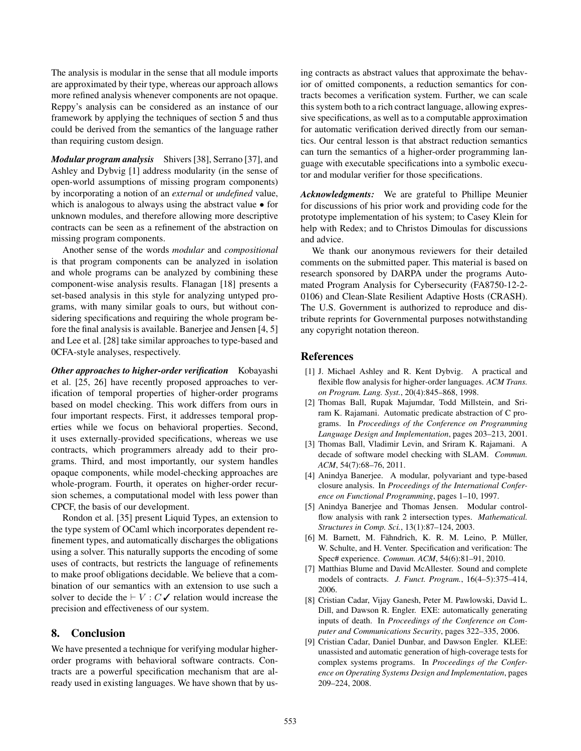The analysis is modular in the sense that all module imports are approximated by their type, whereas our approach allows more refined analysis whenever components are not opaque. Reppy's analysis can be considered as an instance of our framework by applying the techniques of section 5 and thus could be derived from the semantics of the language rather than requiring custom design.

***Modular program analysis*** Shivers [38], Serrano [37], and Ashley and Dybvig [1] address modularity (in the sense of open-world assumptions of missing program components) by incorporating a notion of an *external* or *undefined* value, which is analogous to always using the abstract value $\bullet$ for unknown modules, and therefore allowing more descriptive contracts can be seen as a refinement of the abstraction on missing program components.

Another sense of the words *modular* and *compositional* is that program components can be analyzed in isolation and whole programs can be analyzed by combining these component-wise analysis results. Flanagan [18] presents a set-based analysis in this style for analyzing untyped programs, with many similar goals to ours, but without considering specifications and requiring the whole program before the final analysis is available. Banerjee and Jensen [4, 5] and Lee et al. [28] take similar approaches to type-based and 0CFA-style analyses, respectively.

***Other approaches to higher-order verification*** Kobayashi et al. [25, 26] have recently proposed approaches to verification of temporal properties of higher-order programs based on model checking. This work differs from ours in four important respects. First, it addresses temporal properties while we focus on behavioral properties. Second, it uses externally-provided specifications, whereas we use contracts, which programmers already add to their programs. Third, and most importantly, our system handles opaque components, while model-checking approaches are whole-program. Fourth, it operates on higher-order recursion schemes, a computational model with less power than CPCF, the basis of our development.

Rondon et al. [35] present Liquid Types, an extension to the type system of OCaml which incorporates dependent refinement types, and automatically discharges the obligations using a solver. This naturally supports the encoding of some uses of contracts, but restricts the language of refinements to make proof obligations decidable. We believe that a combination of our semantics with an extension to use such a solver to decide the $\vdash V : C\checkmark$ relation would increase the precision and effectiveness of our system.

## 8. Conclusion

We have presented a technique for verifying modular higher-order programs with behavioral software contracts. Contracts are a powerful specification mechanism that are already used in existing languages. We have shown that by using contracts as abstract values that approximate the behavior of omitted components, a reduction semantics for contracts becomes a verification system. Further, we can scale this system both to a rich contract language, allowing expressive specifications, as well as to a computable approximation for automatic verification derived directly from our semantics. Our central lesson is that abstract reduction semantics can turn the semantics of a higher-order programming language with executable specifications into a symbolic executor and modular verifier for those specifications.

***Acknowledgments:*** We are grateful to Phillipe Meunier for discussions of his prior work and providing code for the prototype implementation of his system; to Casey Klein for help with Redex; and to Christos Dimoulas for discussions and advice.

We thank our anonymous reviewers for their detailed comments on the submitted paper. This material is based on research sponsored by DARPA under the programs Automated Program Analysis for Cybersecurity (FA8750-12-2-0106) and Clean-Slate Resilient Adaptive Hosts (CRASH). The U.S. Government is authorized to reproduce and distribute reprints for Governmental purposes notwithstanding any copyright notation thereon.

## References

[1] J. Michael Ashley and R. Kent Dybvig. A practical and flexible flow analysis for higher-order languages. *ACM Trans. on Program. Lang. Syst.*, 20(4):845–868, 1998.

[2] Thomas Ball, Rupak Majumdar, Todd Millstein, and Sriram K. Rajamani. Automatic predicate abstraction of C programs. In *Proceedings of the Conference on Programming Language Design and Implementation*, pages 203–213, 2001.

[3] Thomas Ball, Vladimir Levin, and Sriram K. Rajamani. A decade of software model checking with SLAM. *Commun. ACM*, 54(7):68–76, 2011.

[4] Anindya Banerjee. A modular, polyvariant and type-based closure analysis. In *Proceedings of the International Conference on Functional Programming*, pages 1–10, 1997.

[5] Anindya Banerjee and Thomas Jensen. Modular control-flow analysis with rank 2 intersection types. *Mathematical. Structures in Comp. Sci.*, 13(1):87–124, 2003.

[6] M. Barnett, M. Fähndrich, K. R. M. Leino, P. Müller, W. Schulte, and H. Venter. Specification and verification: The Spec# experience. *Commun. ACM*, 54(6):81–91, 2010.

[7] Matthias Blume and David McAllester. Sound and complete models of contracts. *J. Funct. Program.*, 16(4–5):375–414, 2006.

[8] Cristian Cadar, Vijay Ganesh, Peter M. Pawlowski, David L. Dill, and Dawson R. Engler. EXE: automatically generating inputs of death. In *Proceedings of the Conference on Computer and Communications Security*, pages 322–335, 2006.

[9] Cristian Cadar, Daniel Dunbar, and Dawson Engler. KLEE: unassisted and automatic generation of high-coverage tests for complex systems programs. In *Proceedings of the Conference on Operating Systems Design and Implementation*, pages 209–224, 2008.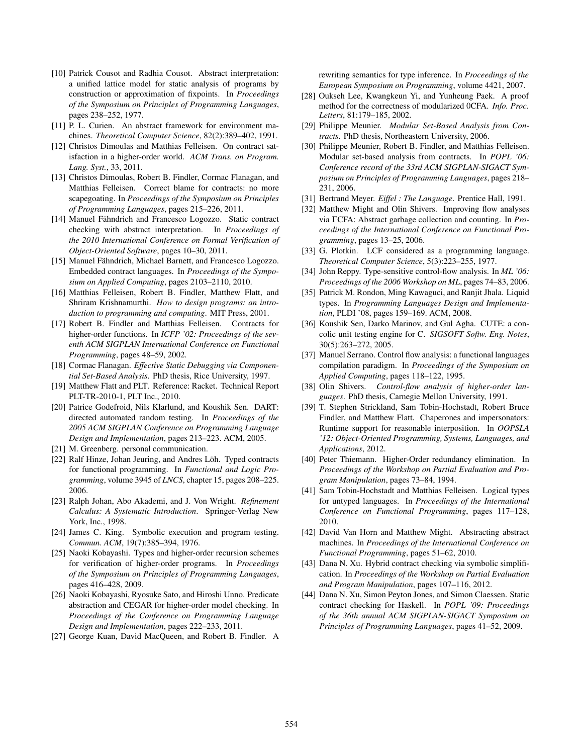[10] Patrick Cousot and Radhia Cousot. Abstract interpretation: a unified lattice model for static analysis of programs by construction or approximation of fixpoints. In *Proceedings of the Symposium on Principles of Programming Languages*, pages 238–252, 1977.

[11] P. L. Curien. An abstract framework for environment machines. *Theoretical Computer Science*, 82(2):389–402, 1991.

[12] Christos Dimoulas and Matthias Felleisen. On contract satisfaction in a higher-order world. *ACM Trans. on Program. Lang. Syst.*, 33, 2011.

[13] Christos Dimoulas, Robert B. Findler, Cormac Flanagan, and Matthias Felleisen. Correct blame for contracts: no more scapegoating. In *Proceedings of the Symposium on Principles of Programming Languages*, pages 215–226, 2011.

[14] Manuel Fähndrich and Francesco Logozzo. Static contract checking with abstract interpretation. In *Proceedings of the 2010 International Conference on Formal Verification of Object-Oriented Software*, pages 10–30, 2011.

[15] Manuel Fähndrich, Michael Barnett, and Francesco Logozzo. Embedded contract languages. In *Proceedings of the Symposium on Applied Computing*, pages 2103–2110, 2010.

[16] Matthias Felleisen, Robert B. Findler, Matthew Flatt, and Shriram Krishnamurthi. *How to design programs: an introduction to programming and computing*. MIT Press, 2001.

[17] Robert B. Findler and Matthias Felleisen. Contracts for higher-order functions. In *ICFP '02: Proceedings of the seventh ACM SIGPLAN International Conference on Functional Programming*, pages 48–59, 2002.

[18] Cormac Flanagan. *Effective Static Debugging via Componential Set-Based Analysis*. PhD thesis, Rice University, 1997.

[19] Matthew Flatt and PLT. Reference: Racket. Technical Report PLT-TR-2010-1, PLT Inc., 2010.

[20] Patrice Godefroid, Nils Klarlund, and Koushik Sen. DART: directed automated random testing. In *Proceedings of the 2005 ACM SIGPLAN Conference on Programming Language Design and Implementation*, pages 213–223. ACM, 2005.

[21] M. Greenberg. personal communication.

[22] Ralf Hinze, Johan Jeuring, and Andres Löh. Typed contracts for functional programming. In *Functional and Logic Programming*, volume 3945 of *LNCS*, chapter 15, pages 208–225. 2006.

[23] Ralph Johan, Abo Akademi, and J. Von Wright. *Refinement Calculus: A Systematic Introduction*. Springer-Verlag New York, Inc., 1998.

[24] James C. King. Symbolic execution and program testing. *Commun. ACM*, 19(7):385–394, 1976.

[25] Naoki Kobayashi. Types and higher-order recursion schemes for verification of higher-order programs. In *Proceedings of the Symposium on Principles of Programming Languages*, pages 416–428, 2009.

[26] Naoki Kobayashi, Ryosuke Sato, and Hiroshi Unno. Predicate abstraction and CEGAR for higher-order model checking. In *Proceedings of the Conference on Programming Language Design and Implementation*, pages 222–233, 2011.

[27] George Kuan, David MacQueen, and Robert B. Findler. A rewriting semantics for type inference. In *Proceedings of the European Symposium on Programming*, volume 4421, 2007.

[28] Oukseh Lee, Kwangkeun Yi, and Yunheung Paek. A proof method for the correctness of modularized 0CFA. *Info. Proc. Letters*, 81:179–185, 2002.

[29] Philippe Meunier. *Modular Set-Based Analysis from Contracts*. PhD thesis, Northeastern University, 2006.

[30] Philippe Meunier, Robert B. Findler, and Matthias Felleisen. Modular set-based analysis from contracts. In *POPL '06: Conference record of the 33rd ACM SIGPLAN-SIGACT Symposium on Principles of Programming Languages*, pages 218–231, 2006.

[31] Bertrand Meyer. *Eiffel : The Language*. Prentice Hall, 1991.

[32] Matthew Might and Olin Shivers. Improving flow analyses via ΓCFA: Abstract garbage collection and counting. In *Proceedings of the International Conference on Functional Programming*, pages 13–25, 2006.

[33] G. Plotkin. LCF considered as a programming language. *Theoretical Computer Science*, 5(3):223–255, 1977.

[34] John Reppy. Type-sensitive control-flow analysis. In *ML '06: Proceedings of the 2006 Workshop on ML*, pages 74–83, 2006.

[35] Patrick M. Rondon, Ming Kawaguci, and Ranjit Jhala. Liquid types. In *Programming Languages Design and Implementation*, PLDI '08, pages 159–169. ACM, 2008.

[36] Koushik Sen, Darko Marinov, and Gul Agha. CUTE: a concolic unit testing engine for C. *SIGSOFT Softw. Eng. Notes*, 30(5):263–272, 2005.

[37] Manuel Serrano. Control flow analysis: a functional languages compilation paradigm. In *Proceedings of the Symposium on Applied Computing*, pages 118–122, 1995.

[38] Olin Shivers. *Control-flow analysis of higher-order languages*. PhD thesis, Carnegie Mellon University, 1991.

[39] T. Stephen Strickland, Sam Tobin-Hochstadt, Robert Bruce Findler, and Matthew Flatt. Chaperones and impersonators: Runtime support for reasonable interposition. In *OOPSLA '12: Object-Oriented Programming, Systems, Languages, and Applications*, 2012.

[40] Peter Thiemann. Higher-Order redundancy elimination. In *Proceedings of the Workshop on Partial Evaluation and Program Manipulation*, pages 73–84, 1994.

[41] Sam Tobin-Hochstadt and Matthias Felleisen. Logical types for untyped languages. In *Proceedings of the International Conference on Functional Programming*, pages 117–128, 2010.

[42] David Van Horn and Matthew Might. Abstracting abstract machines. In *Proceedings of the International Conference on Functional Programming*, pages 51–62, 2010.

[43] Dana N. Xu. Hybrid contract checking via symbolic simplification. In *Proceedings of the Workshop on Partial Evaluation and Program Manipulation*, pages 107–116, 2012.

[44] Dana N. Xu, Simon Peyton Jones, and Simon Claessen. Static contract checking for Haskell. In *POPL '09: Proceedings of the 36th annual ACM SIGPLAN-SIGACT Symposium on Principles of Programming Languages*, pages 41–52, 2009.